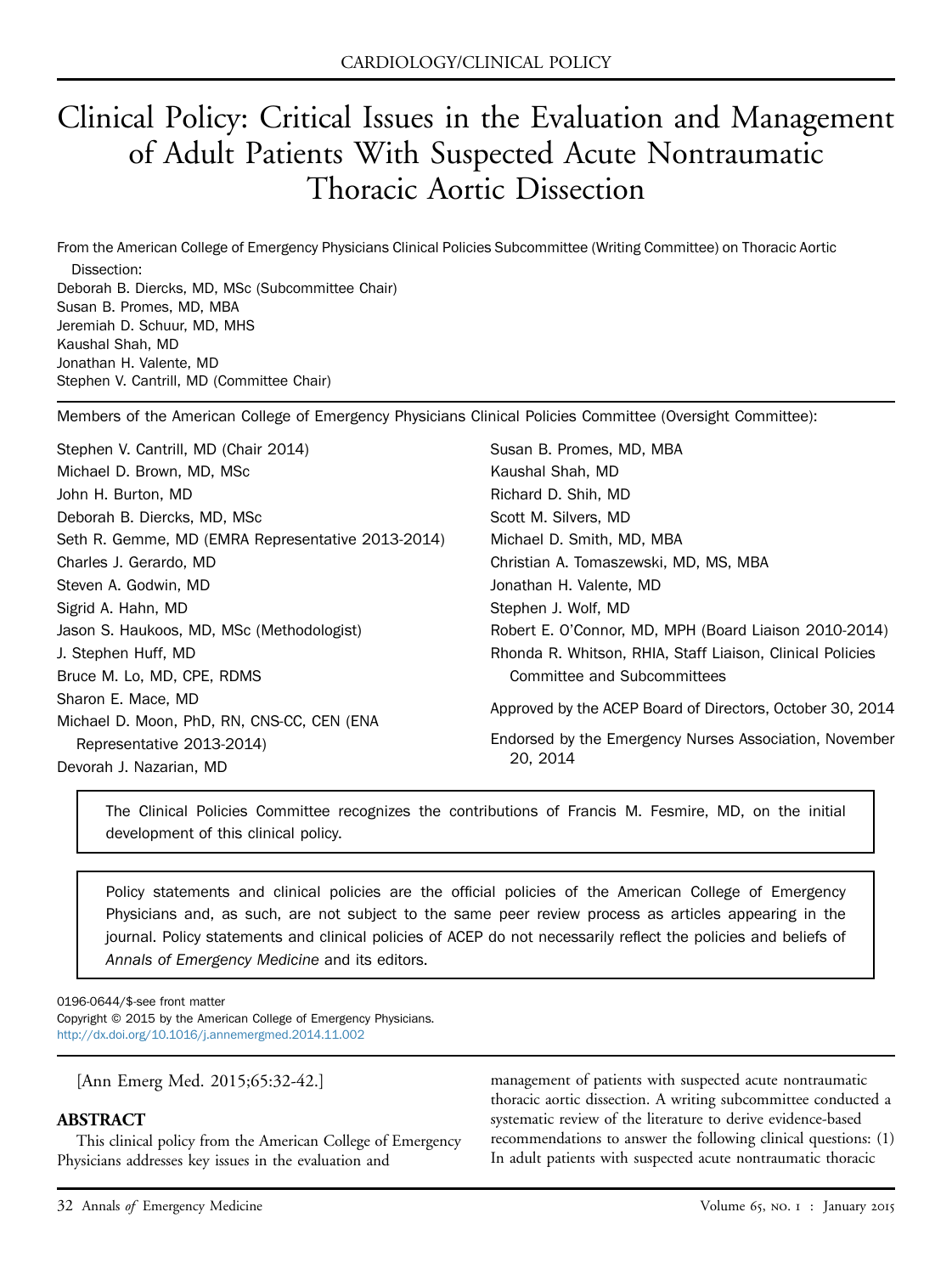CARDIOLOGY/CLINICAL POLICY

# Clinical Policy: Critical Issues in the Evaluation and Management of Adult Patients With Suspected Acute Nontraumatic Thoracic Aortic Dissection

From the American College of Emergency Physicians Clinical Policies Subcommittee (Writing Committee) on Thoracic Aortic Dissection:

Deborah B. Diercks, MD, MSc (Subcommittee Chair)
Susan B. Promes, MD, MBA
Jeremiah D. Schuur, MD, MHS
Kaushal Shah, MD
Jonathan H. Valente, MD
Stephen V. Cantrill, MD (Committee Chair)

Members of the American College of Emergency Physicians Clinical Policies Committee (Oversight Committee):

Stephen V. Cantrill, MD (Chair 2014)
Michael D. Brown, MD, MSc
John H. Burton, MD
Deborah B. Diercks, MD, MSc
Seth R. Gemme, MD (EMRA Representative 2013-2014)
Charles J. Gerardo, MD
Steven A. Godwin, MD
Sigrid A. Hahn, MD
Jason S. Haukoos, MD, MSc (Methodologist)
J. Stephen Huff, MD
Bruce M. Lo, MD, CPE, RDMS
Sharon E. Mace, MD
Michael D. Moon, PhD, RN, CNS-CC, CEN (ENA Representative 2013-2014)
Devorah J. Nazarian, MD
Susan B. Promes, MD, MBA
Kaushal Shah, MD
Richard D. Shih, MD
Scott M. Silvers, MD
Michael D. Smith, MD, MBA
Christian A. Tomaszewski, MD, MS, MBA
Jonathan H. Valente, MD
Stephen J. Wolf, MD
Robert E. O'Connor, MD, MPH (Board Liaison 2010-2014)
Rhonda R. Whitson, RHIA, Staff Liaison, Clinical Policies Committee and Subcommittees

Approved by the ACEP Board of Directors, October 30, 2014

Endorsed by the Emergency Nurses Association, November 20, 2014

The Clinical Policies Committee recognizes the contributions of Francis M. Fesmire, MD, on the initial development of this clinical policy.

Policy statements and clinical policies are the official policies of the American College of Emergency Physicians and, as such, are not subject to the same peer review process as articles appearing in the journal. Policy statements and clinical policies of ACEP do not necessarily reflect the policies and beliefs of *Annals of Emergency Medicine* and its editors.

0196-0644/$-see front matter
Copyright © 2015 by the American College of Emergency Physicians.
http://dx.doi.org/10.1016/j.annemergmed.2014.11.002

[Ann Emerg Med. 2015;65:32-42.]

## ABSTRACT

This clinical policy from the American College of Emergency Physicians addresses key issues in the evaluation and management of patients with suspected acute nontraumatic thoracic aortic dissection. A writing subcommittee conducted a systematic review of the literature to derive evidence-based recommendations to answer the following clinical questions: (1) In adult patients with suspected acute nontraumatic thoracic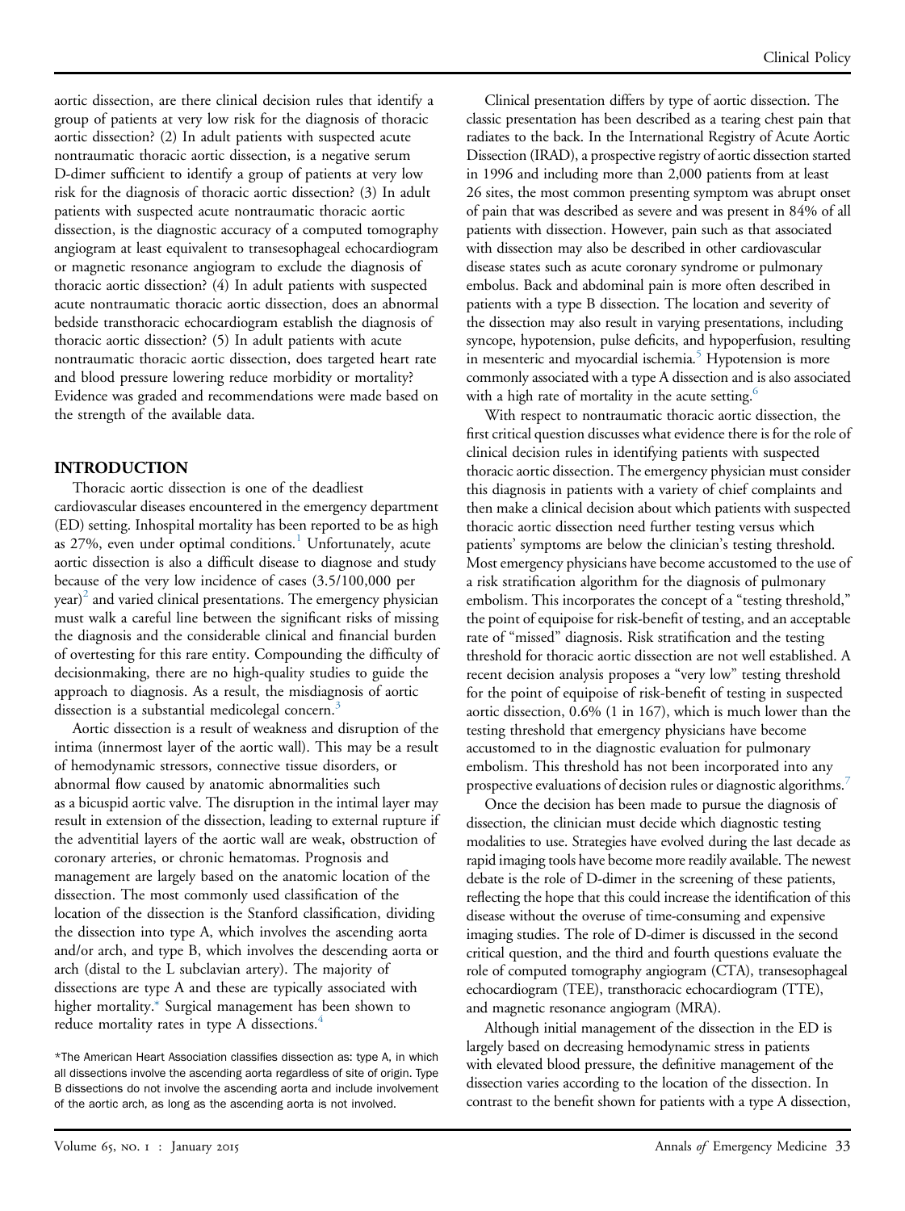aortic dissection, are there clinical decision rules that identify a group of patients at very low risk for the diagnosis of thoracic aortic dissection? (2) In adult patients with suspected acute nontraumatic thoracic aortic dissection, is a negative serum D-dimer sufficient to identify a group of patients at very low risk for the diagnosis of thoracic aortic dissection? (3) In adult patients with suspected acute nontraumatic thoracic aortic dissection, is the diagnostic accuracy of a computed tomography angiogram at least equivalent to transesophageal echocardiogram or magnetic resonance angiogram to exclude the diagnosis of thoracic aortic dissection? (4) In adult patients with suspected acute nontraumatic thoracic aortic dissection, does an abnormal bedside transthoracic echocardiogram establish the diagnosis of thoracic aortic dissection? (5) In adult patients with acute nontraumatic thoracic aortic dissection, does targeted heart rate and blood pressure lowering reduce morbidity or mortality? Evidence was graded and recommendations were made based on the strength of the available data.

## INTRODUCTION

Thoracic aortic dissection is one of the deadliest cardiovascular diseases encountered in the emergency department (ED) setting. Inhospital mortality has been reported to be as high as 27%, even under optimal conditions.[1] Unfortunately, acute aortic dissection is also a difficult disease to diagnose and study because of the very low incidence of cases (3.5/100,000 per year)[2] and varied clinical presentations. The emergency physician must walk a careful line between the significant risks of missing the diagnosis and the considerable clinical and financial burden of overtesting for this rare entity. Compounding the difficulty of decisionmaking, there are no high-quality studies to guide the approach to diagnosis. As a result, the misdiagnosis of aortic dissection is a substantial medicolegal concern.[3]

Aortic dissection is a result of weakness and disruption of the intima (innermost layer of the aortic wall). This may be a result of hemodynamic stressors, connective tissue disorders, or abnormal flow caused by anatomic abnormalities such as a bicuspid aortic valve. The disruption in the intimal layer may result in extension of the dissection, leading to external rupture if the adventitial layers of the aortic wall are weak, obstruction of coronary arteries, or chronic hematomas. Prognosis and management are largely based on the anatomic location of the dissection. The most commonly used classification of the location of the dissection is the Stanford classification, dividing the dissection into type A, which involves the ascending aorta and/or arch, and type B, which involves the descending aorta or arch (distal to the L subclavian artery). The majority of dissections are type A and these are typically associated with higher mortality.* Surgical management has been shown to reduce mortality rates in type A dissections.[4]

*The American Heart Association classifies dissection as: type A, in which all dissections involve the ascending aorta regardless of site of origin. Type B dissections do not involve the ascending aorta and include involvement of the aortic arch, as long as the ascending aorta is not involved.

Clinical presentation differs by type of aortic dissection. The classic presentation has been described as a tearing chest pain that radiates to the back. In the International Registry of Acute Aortic Dissection (IRAD), a prospective registry of aortic dissection started in 1996 and including more than 2,000 patients from at least 26 sites, the most common presenting symptom was abrupt onset of pain that was described as severe and was present in 84% of all patients with dissection. However, pain such as that associated with dissection may also be described in other cardiovascular disease states such as acute coronary syndrome or pulmonary embolus. Back and abdominal pain is more often described in patients with a type B dissection. The location and severity of the dissection may also result in varying presentations, including syncope, hypotension, pulse deficits, and hypoperfusion, resulting in mesenteric and myocardial ischemia.[5] Hypotension is more commonly associated with a type A dissection and is also associated with a high rate of mortality in the acute setting.[6]

With respect to nontraumatic thoracic aortic dissection, the first critical question discusses what evidence there is for the role of clinical decision rules in identifying patients with suspected thoracic aortic dissection. The emergency physician must consider this diagnosis in patients with a variety of chief complaints and then make a clinical decision about which patients with suspected thoracic aortic dissection need further testing versus which patients' symptoms are below the clinician's testing threshold. Most emergency physicians have become accustomed to the use of a risk stratification algorithm for the diagnosis of pulmonary embolism. This incorporates the concept of a "testing threshold," the point of equipoise for risk-benefit of testing, and an acceptable rate of "missed" diagnosis. Risk stratification and the testing threshold for thoracic aortic dissection are not well established. A recent decision analysis proposes a "very low" testing threshold for the point of equipoise of risk-benefit of testing in suspected aortic dissection, 0.6% (1 in 167), which is much lower than the testing threshold that emergency physicians have become accustomed to in the diagnostic evaluation for pulmonary embolism. This threshold has not been incorporated into any prospective evaluations of decision rules or diagnostic algorithms.[7]

Once the decision has been made to pursue the diagnosis of dissection, the clinician must decide which diagnostic testing modalities to use. Strategies have evolved during the last decade as rapid imaging tools have become more readily available. The newest debate is the role of D-dimer in the screening of these patients, reflecting the hope that this could increase the identification of this disease without the overuse of time-consuming and expensive imaging studies. The role of D-dimer is discussed in the second critical question, and the third and fourth questions evaluate the role of computed tomography angiogram (CTA), transesophageal echocardiogram (TEE), transthoracic echocardiogram (TTE), and magnetic resonance angiogram (MRA).

Although initial management of the dissection in the ED is largely based on decreasing hemodynamic stress in patients with elevated blood pressure, the definitive management of the dissection varies according to the location of the dissection. In contrast to the benefit shown for patients with a type A dissection,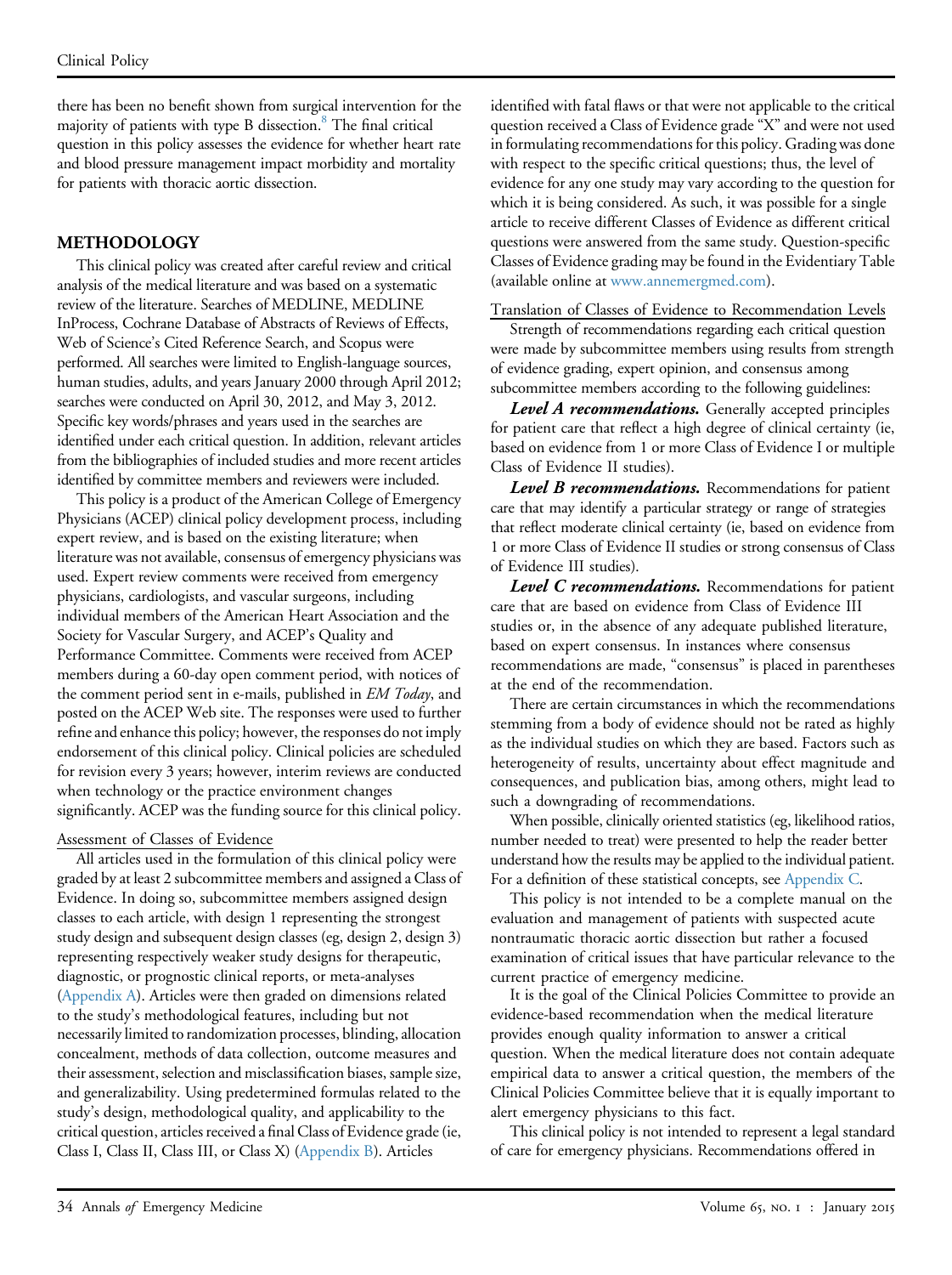there has been no benefit shown from surgical intervention for the majority of patients with type B dissection.[8] The final critical question in this policy assesses the evidence for whether heart rate and blood pressure management impact morbidity and mortality for patients with thoracic aortic dissection.

## METHODOLOGY

This clinical policy was created after careful review and critical analysis of the medical literature and was based on a systematic review of the literature. Searches of MEDLINE, MEDLINE InProcess, Cochrane Database of Abstracts of Reviews of Effects, Web of Science's Cited Reference Search, and Scopus were performed. All searches were limited to English-language sources, human studies, adults, and years January 2000 through April 2012; searches were conducted on April 30, 2012, and May 3, 2012. Specific key words/phrases and years used in the searches are identified under each critical question. In addition, relevant articles from the bibliographies of included studies and more recent articles identified by committee members and reviewers were included.

This policy is a product of the American College of Emergency Physicians (ACEP) clinical policy development process, including expert review, and is based on the existing literature; when literature was not available, consensus of emergency physicians was used. Expert review comments were received from emergency physicians, cardiologists, and vascular surgeons, including individual members of the American Heart Association and the Society for Vascular Surgery, and ACEP's Quality and Performance Committee. Comments were received from ACEP members during a 60-day open comment period, with notices of the comment period sent in e-mails, published in *EM Today*, and posted on the ACEP Web site. The responses were used to further refine and enhance this policy; however, the responses do not imply endorsement of this clinical policy. Clinical policies are scheduled for revision every 3 years; however, interim reviews are conducted when technology or the practice environment changes significantly. ACEP was the funding source for this clinical policy.

### Assessment of Classes of Evidence

All articles used in the formulation of this clinical policy were graded by at least 2 subcommittee members and assigned a Class of Evidence. In doing so, subcommittee members assigned design classes to each article, with design 1 representing the strongest study design and subsequent design classes (eg, design 2, design 3) representing respectively weaker study designs for therapeutic, diagnostic, or prognostic clinical reports, or meta-analyses (Appendix A). Articles were then graded on dimensions related to the study's methodological features, including but not necessarily limited to randomization processes, blinding, allocation concealment, methods of data collection, outcome measures and their assessment, selection and misclassification biases, sample size, and generalizability. Using predetermined formulas related to the study's design, methodological quality, and applicability to the critical question, articles received a final Class of Evidence grade (ie, Class I, Class II, Class III, or Class X) (Appendix B). Articles identified with fatal flaws or that were not applicable to the critical question received a Class of Evidence grade "X" and were not used in formulating recommendations for this policy. Grading was done with respect to the specific critical questions; thus, the level of evidence for any one study may vary according to the question for which it is being considered. As such, it was possible for a single article to receive different Classes of Evidence as different critical questions were answered from the same study. Question-specific Classes of Evidence grading may be found in the Evidentiary Table (available online at www.annemergmed.com).

### Translation of Classes of Evidence to Recommendation Levels

Strength of recommendations regarding each critical question were made by subcommittee members using results from strength of evidence grading, expert opinion, and consensus among subcommittee members according to the following guidelines:

***Level A recommendations.*** Generally accepted principles for patient care that reflect a high degree of clinical certainty (ie, based on evidence from 1 or more Class of Evidence I or multiple Class of Evidence II studies).

***Level B recommendations.*** Recommendations for patient care that may identify a particular strategy or range of strategies that reflect moderate clinical certainty (ie, based on evidence from 1 or more Class of Evidence II studies or strong consensus of Class of Evidence III studies).

***Level C recommendations.*** Recommendations for patient care that are based on evidence from Class of Evidence III studies or, in the absence of any adequate published literature, based on expert consensus. In instances where consensus recommendations are made, "consensus" is placed in parentheses at the end of the recommendation.

There are certain circumstances in which the recommendations stemming from a body of evidence should not be rated as highly as the individual studies on which they are based. Factors such as heterogeneity of results, uncertainty about effect magnitude and consequences, and publication bias, among others, might lead to such a downgrading of recommendations.

When possible, clinically oriented statistics (eg, likelihood ratios, number needed to treat) were presented to help the reader better understand how the results may be applied to the individual patient. For a definition of these statistical concepts, see Appendix C.

This policy is not intended to be a complete manual on the evaluation and management of patients with suspected acute nontraumatic thoracic aortic dissection but rather a focused examination of critical issues that have particular relevance to the current practice of emergency medicine.

It is the goal of the Clinical Policies Committee to provide an evidence-based recommendation when the medical literature provides enough quality information to answer a critical question. When the medical literature does not contain adequate empirical data to answer a critical question, the members of the Clinical Policies Committee believe that it is equally important to alert emergency physicians to this fact.

This clinical policy is not intended to represent a legal standard of care for emergency physicians. Recommendations offered in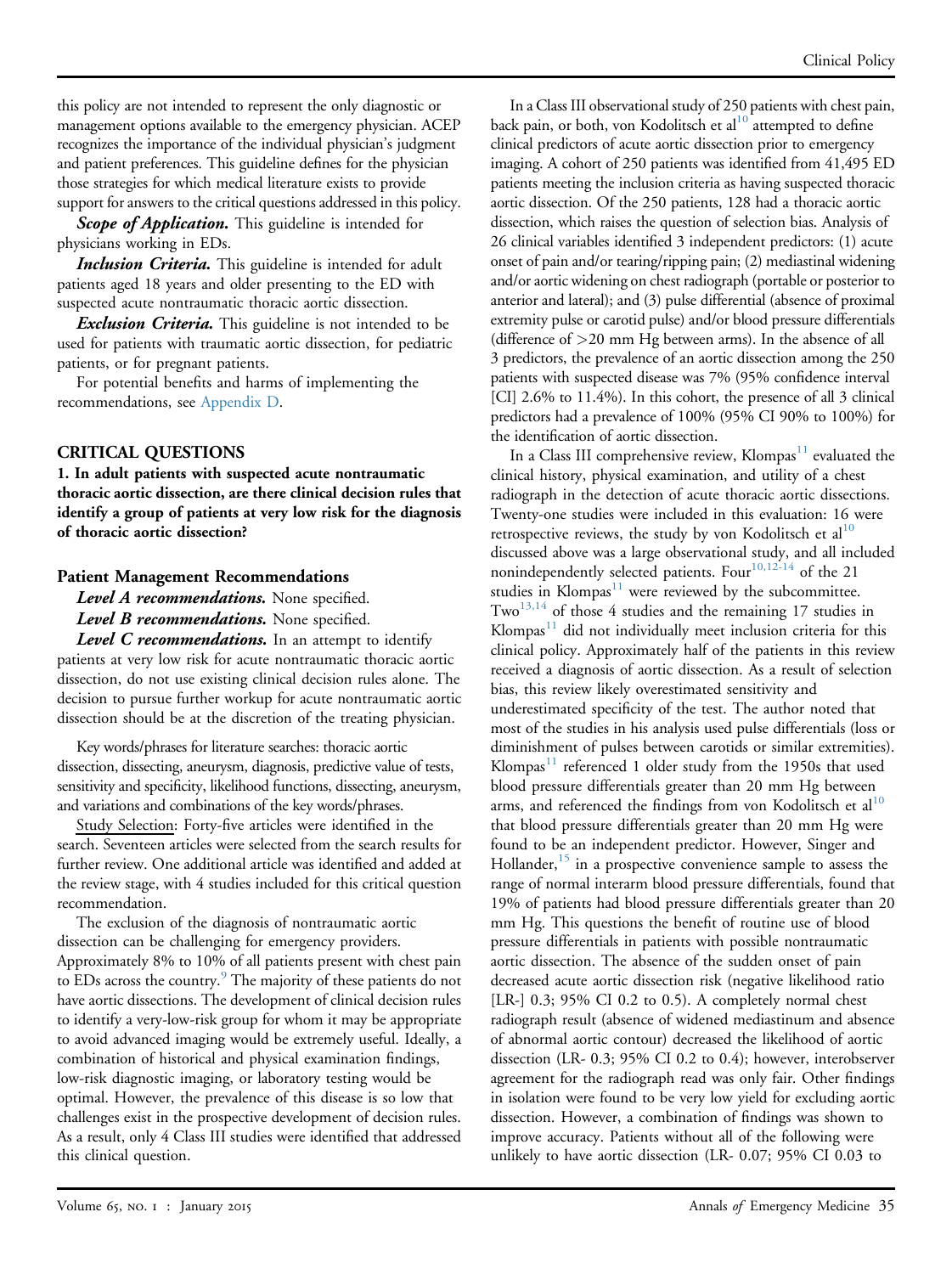this policy are not intended to represent the only diagnostic or management options available to the emergency physician. ACEP recognizes the importance of the individual physician's judgment and patient preferences. This guideline defines for the physician those strategies for which medical literature exists to provide support for answers to the critical questions addressed in this policy.

***Scope of Application.*** This guideline is intended for physicians working in EDs.

***Inclusion Criteria.*** This guideline is intended for adult patients aged 18 years and older presenting to the ED with suspected acute nontraumatic thoracic aortic dissection.

***Exclusion Criteria.*** This guideline is not intended to be used for patients with traumatic aortic dissection, for pediatric patients, or for pregnant patients.

For potential benefits and harms of implementing the recommendations, see Appendix D.

## CRITICAL QUESTIONS

**1. In adult patients with suspected acute nontraumatic thoracic aortic dissection, are there clinical decision rules that identify a group of patients at very low risk for the diagnosis of thoracic aortic dissection?**

### Patient Management Recommendations

***Level A recommendations.*** None specified.

***Level B recommendations.*** None specified.

***Level C recommendations.*** In an attempt to identify patients at very low risk for acute nontraumatic thoracic aortic dissection, do not use existing clinical decision rules alone. The decision to pursue further workup for acute nontraumatic aortic dissection should be at the discretion of the treating physician.

Key words/phrases for literature searches: thoracic aortic dissection, dissecting, aneurysm, diagnosis, predictive value of tests, sensitivity and specificity, likelihood functions, dissecting, aneurysm, and variations and combinations of the key words/phrases.

Study Selection: Forty-five articles were identified in the search. Seventeen articles were selected from the search results for further review. One additional article was identified and added at the review stage, with 4 studies included for this critical question recommendation.

The exclusion of the diagnosis of nontraumatic aortic dissection can be challenging for emergency providers. Approximately 8% to 10% of all patients present with chest pain to EDs across the country.[9] The majority of these patients do not have aortic dissections. The development of clinical decision rules to identify a very-low-risk group for whom it may be appropriate to avoid advanced imaging would be extremely useful. Ideally, a combination of historical and physical examination findings, low-risk diagnostic imaging, or laboratory testing would be optimal. However, the prevalence of this disease is so low that challenges exist in the prospective development of decision rules. As a result, only 4 Class III studies were identified that addressed this clinical question.

In a Class III observational study of 250 patients with chest pain, back pain, or both, von Kodolitsch et al[10] attempted to define clinical predictors of acute aortic dissection prior to emergency imaging. A cohort of 250 patients was identified from 41,495 ED patients meeting the inclusion criteria as having suspected thoracic aortic dissection. Of the 250 patients, 128 had a thoracic aortic dissection, which raises the question of selection bias. Analysis of 26 clinical variables identified 3 independent predictors: (1) acute onset of pain and/or tearing/ripping pain; (2) mediastinal widening and/or aortic widening on chest radiograph (portable or posterior to anterior and lateral); and (3) pulse differential (absence of proximal extremity pulse or carotid pulse) and/or blood pressure differentials (difference of >20 mm Hg between arms). In the absence of all 3 predictors, the prevalence of an aortic dissection among the 250 patients with suspected disease was 7% (95% confidence interval [CI] 2.6% to 11.4%). In this cohort, the presence of all 3 clinical predictors had a prevalence of 100% (95% CI 90% to 100%) for the identification of aortic dissection.

In a Class III comprehensive review, Klompas[11] evaluated the clinical history, physical examination, and utility of a chest radiograph in the detection of acute thoracic aortic dissections. Twenty-one studies were included in this evaluation: 16 were retrospective reviews, the study by von Kodolitsch et al[10] discussed above was a large observational study, and all included nonindependently selected patients. Four[10,12-14] of the 21 studies in Klompas[11] were reviewed by the subcommittee. Two[13,14] of those 4 studies and the remaining 17 studies in Klompas[11] did not individually meet inclusion criteria for this clinical policy. Approximately half of the patients in this review received a diagnosis of aortic dissection. As a result of selection bias, this review likely overestimated sensitivity and underestimated specificity of the test. The author noted that most of the studies in his analysis used pulse differentials (loss or diminishment of pulses between carotids or similar extremities). Klompas[11] referenced 1 older study from the 1950s that used blood pressure differentials greater than 20 mm Hg between arms, and referenced the findings from von Kodolitsch et al[10] that blood pressure differentials greater than 20 mm Hg were found to be an independent predictor. However, Singer and Hollander,[15] in a prospective convenience sample to assess the range of normal interarm blood pressure differentials, found that 19% of patients had blood pressure differentials greater than 20 mm Hg. This questions the benefit of routine use of blood pressure differentials in patients with possible nontraumatic aortic dissection. The absence of the sudden onset of pain decreased acute aortic dissection risk (negative likelihood ratio [LR-] 0.3; 95% CI 0.2 to 0.5). A completely normal chest radiograph result (absence of widened mediastinum and absence of abnormal aortic contour) decreased the likelihood of aortic dissection (LR- 0.3; 95% CI 0.2 to 0.4); however, interobserver agreement for the radiograph read was only fair. Other findings in isolation were found to be very low yield for excluding aortic dissection. However, a combination of findings was shown to improve accuracy. Patients without all of the following were unlikely to have aortic dissection (LR- 0.07; 95% CI 0.03 to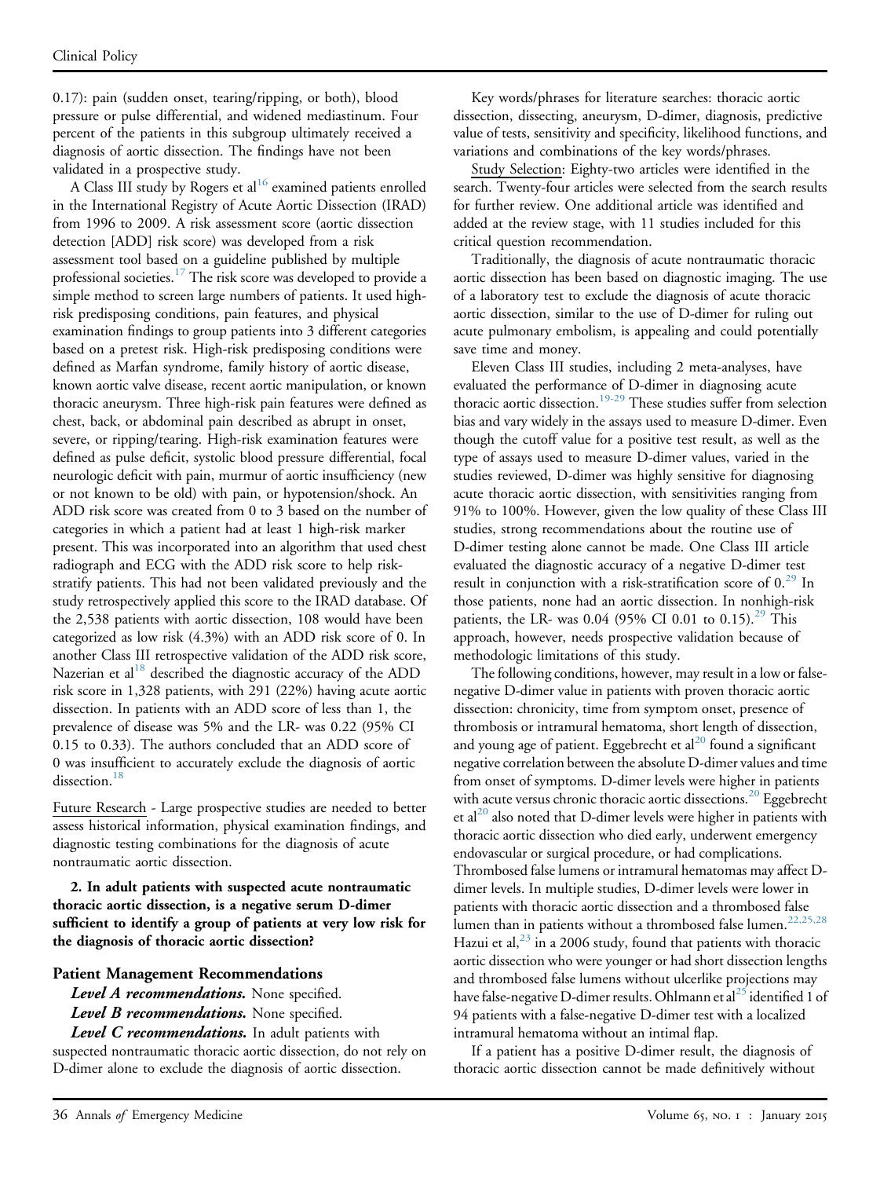0.17): pain (sudden onset, tearing/ripping, or both), blood pressure or pulse differential, and widened mediastinum. Four percent of the patients in this subgroup ultimately received a diagnosis of aortic dissection. The findings have not been validated in a prospective study.

A Class III study by Rogers et al[16] examined patients enrolled in the International Registry of Acute Aortic Dissection (IRAD) from 1996 to 2009. A risk assessment score (aortic dissection detection [ADD] risk score) was developed from a risk assessment tool based on a guideline published by multiple professional societies.[17] The risk score was developed to provide a simple method to screen large numbers of patients. It used high-risk predisposing conditions, pain features, and physical examination findings to group patients into 3 different categories based on a pretest risk. High-risk predisposing conditions were defined as Marfan syndrome, family history of aortic disease, known aortic valve disease, recent aortic manipulation, or known thoracic aneurysm. Three high-risk pain features were defined as chest, back, or abdominal pain described as abrupt in onset, severe, or ripping/tearing. High-risk examination features were defined as pulse deficit, systolic blood pressure differential, focal neurologic deficit with pain, murmur of aortic insufficiency (new or not known to be old) with pain, or hypotension/shock. An ADD risk score was created from 0 to 3 based on the number of categories in which a patient had at least 1 high-risk marker present. This was incorporated into an algorithm that used chest radiograph and ECG with the ADD risk score to help risk-stratify patients. This had not been validated previously and the study retrospectively applied this score to the IRAD database. Of the 2,538 patients with aortic dissection, 108 would have been categorized as low risk (4.3%) with an ADD risk score of 0. In another Class III retrospective validation of the ADD risk score, Nazerian et al[18] described the diagnostic accuracy of the ADD risk score in 1,328 patients, with 291 (22%) having acute aortic dissection. In patients with an ADD score of less than 1, the prevalence of disease was 5% and the LR- was 0.22 (95% CI 0.15 to 0.33). The authors concluded that an ADD score of 0 was insufficient to accurately exclude the diagnosis of aortic dissection.[18]

Future Research - Large prospective studies are needed to better assess historical information, physical examination findings, and diagnostic testing combinations for the diagnosis of acute nontraumatic aortic dissection.

**2. In adult patients with suspected acute nontraumatic thoracic aortic dissection, is a negative serum D-dimer sufficient to identify a group of patients at very low risk for the diagnosis of thoracic aortic dissection?**

### Patient Management Recommendations

***Level A recommendations.*** None specified.

***Level B recommendations.*** None specified.

***Level C recommendations.*** In adult patients with suspected nontraumatic thoracic aortic dissection, do not rely on D-dimer alone to exclude the diagnosis of aortic dissection.

Key words/phrases for literature searches: thoracic aortic dissection, dissecting, aneurysm, D-dimer, diagnosis, predictive value of tests, sensitivity and specificity, likelihood functions, and variations and combinations of the key words/phrases.

Study Selection: Eighty-two articles were identified in the search. Twenty-four articles were selected from the search results for further review. One additional article was identified and added at the review stage, with 11 studies included for this critical question recommendation.

Traditionally, the diagnosis of acute nontraumatic thoracic aortic dissection has been based on diagnostic imaging. The use of a laboratory test to exclude the diagnosis of acute thoracic aortic dissection, similar to the use of D-dimer for ruling out acute pulmonary embolism, is appealing and could potentially save time and money.

Eleven Class III studies, including 2 meta-analyses, have evaluated the performance of D-dimer in diagnosing acute thoracic aortic dissection.[19-29] These studies suffer from selection bias and vary widely in the assays used to measure D-dimer. Even though the cutoff value for a positive test result, as well as the type of assays used to measure D-dimer values, varied in the studies reviewed, D-dimer was highly sensitive for diagnosing acute thoracic aortic dissection, with sensitivities ranging from 91% to 100%. However, given the low quality of these Class III studies, strong recommendations about the routine use of D-dimer testing alone cannot be made. One Class III article evaluated the diagnostic accuracy of a negative D-dimer test result in conjunction with a risk-stratification score of 0.[29] In those patients, none had an aortic dissection. In nonhigh-risk patients, the LR- was 0.04 (95% CI 0.01 to 0.15).[29] This approach, however, needs prospective validation because of methodologic limitations of this study.

The following conditions, however, may result in a low or false-negative D-dimer value in patients with proven thoracic aortic dissection: chronicity, time from symptom onset, presence of thrombosis or intramural hematoma, short length of dissection, and young age of patient. Eggebrecht et al[20] found a significant negative correlation between the absolute D-dimer values and time from onset of symptoms. D-dimer levels were higher in patients with acute versus chronic thoracic aortic dissections.[20] Eggebrecht et al[20] also noted that D-dimer levels were higher in patients with thoracic aortic dissection who died early, underwent emergency endovascular or surgical procedure, or had complications. Thrombosed false lumens or intramural hematomas may affect D-dimer levels. In multiple studies, D-dimer levels were lower in patients with thoracic aortic dissection and a thrombosed false lumen than in patients without a thrombosed false lumen.[22,25,28] Hazui et al,[23] in a 2006 study, found that patients with thoracic aortic dissection who were younger or had short dissection lengths and thrombosed false lumens without ulcerlike projections may have false-negative D-dimer results. Ohlmann et al[25] identified 1 of 94 patients with a false-negative D-dimer test with a localized intramural hematoma without an intimal flap.

If a patient has a positive D-dimer result, the diagnosis of thoracic aortic dissection cannot be made definitively without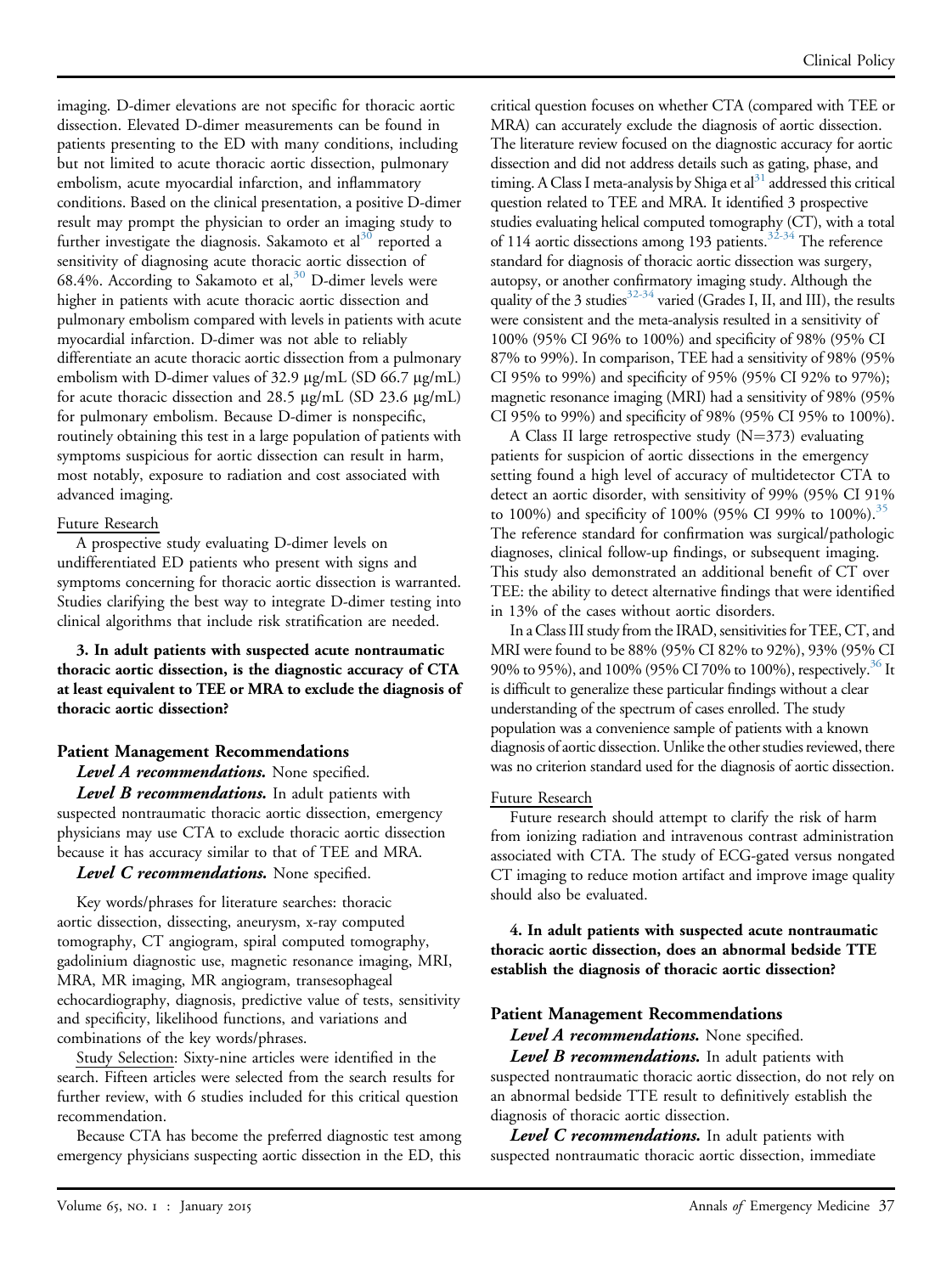imaging. D-dimer elevations are not specific for thoracic aortic dissection. Elevated D-dimer measurements can be found in patients presenting to the ED with many conditions, including but not limited to acute thoracic aortic dissection, pulmonary embolism, acute myocardial infarction, and inflammatory conditions. Based on the clinical presentation, a positive D-dimer result may prompt the physician to order an imaging study to further investigate the diagnosis. Sakamoto et al[30] reported a sensitivity of diagnosing acute thoracic aortic dissection of 68.4%. According to Sakamoto et al,[30] D-dimer levels were higher in patients with acute thoracic aortic dissection and pulmonary embolism compared with levels in patients with acute myocardial infarction. D-dimer was not able to reliably differentiate an acute thoracic aortic dissection from a pulmonary embolism with D-dimer values of 32.9 µg/mL (SD 66.7 µg/mL) for acute thoracic dissection and 28.5 µg/mL (SD 23.6 µg/mL) for pulmonary embolism. Because D-dimer is nonspecific, routinely obtaining this test in a large population of patients with symptoms suspicious for aortic dissection can result in harm, most notably, exposure to radiation and cost associated with advanced imaging.

Future Research

A prospective study evaluating D-dimer levels on undifferentiated ED patients who present with signs and symptoms concerning for thoracic aortic dissection is warranted. Studies clarifying the best way to integrate D-dimer testing into clinical algorithms that include risk stratification are needed.

**3. In adult patients with suspected acute nontraumatic thoracic aortic dissection, is the diagnostic accuracy of CTA at least equivalent to TEE or MRA to exclude the diagnosis of thoracic aortic dissection?**

### Patient Management Recommendations

***Level A recommendations.*** None specified.

***Level B recommendations.*** In adult patients with suspected nontraumatic thoracic aortic dissection, emergency physicians may use CTA to exclude thoracic aortic dissection because it has accuracy similar to that of TEE and MRA.

***Level C recommendations.*** None specified.

Key words/phrases for literature searches: thoracic aortic dissection, dissecting, aneurysm, x-ray computed tomography, CT angiogram, spiral computed tomography, gadolinium diagnostic use, magnetic resonance imaging, MRI, MRA, MR imaging, MR angiogram, transesophageal echocardiography, diagnosis, predictive value of tests, sensitivity and specificity, likelihood functions, and variations and combinations of the key words/phrases.

Study Selection: Sixty-nine articles were identified in the search. Fifteen articles were selected from the search results for further review, with 6 studies included for this critical question recommendation.

Because CTA has become the preferred diagnostic test among emergency physicians suspecting aortic dissection in the ED, this critical question focuses on whether CTA (compared with TEE or MRA) can accurately exclude the diagnosis of aortic dissection. The literature review focused on the diagnostic accuracy for aortic dissection and did not address details such as gating, phase, and timing. A Class I meta-analysis by Shiga et al[31] addressed this critical question related to TEE and MRA. It identified 3 prospective studies evaluating helical computed tomography (CT), with a total of 114 aortic dissections among 193 patients.[32-34] The reference standard for diagnosis of thoracic aortic dissection was surgery, autopsy, or another confirmatory imaging study. Although the quality of the 3 studies[32-34] varied (Grades I, II, and III), the results were consistent and the meta-analysis resulted in a sensitivity of 100% (95% CI 96% to 100%) and specificity of 98% (95% CI 87% to 99%). In comparison, TEE had a sensitivity of 98% (95% CI 95% to 99%) and specificity of 95% (95% CI 92% to 97%); magnetic resonance imaging (MRI) had a sensitivity of 98% (95% CI 95% to 99%) and specificity of 98% (95% CI 95% to 100%).

A Class II large retrospective study (N=373) evaluating patients for suspicion of aortic dissections in the emergency setting found a high level of accuracy of multidetector CTA to detect an aortic disorder, with sensitivity of 99% (95% CI 91% to 100%) and specificity of 100% (95% CI 99% to 100%).[35] The reference standard for confirmation was surgical/pathologic diagnoses, clinical follow-up findings, or subsequent imaging. This study also demonstrated an additional benefit of CT over TEE: the ability to detect alternative findings that were identified in 13% of the cases without aortic disorders.

In a Class III study from the IRAD, sensitivities for TEE, CT, and MRI were found to be 88% (95% CI 82% to 92%), 93% (95% CI 90% to 95%), and 100% (95% CI 70% to 100%), respectively.[36] It is difficult to generalize these particular findings without a clear understanding of the spectrum of cases enrolled. The study population was a convenience sample of patients with a known diagnosis of aortic dissection. Unlike the other studies reviewed, there was no criterion standard used for the diagnosis of aortic dissection.

Future Research

Future research should attempt to clarify the risk of harm from ionizing radiation and intravenous contrast administration associated with CTA. The study of ECG-gated versus nongated CT imaging to reduce motion artifact and improve image quality should also be evaluated.

**4. In adult patients with suspected acute nontraumatic thoracic aortic dissection, does an abnormal bedside TTE establish the diagnosis of thoracic aortic dissection?**

### Patient Management Recommendations

***Level A recommendations.*** None specified.

***Level B recommendations.*** In adult patients with suspected nontraumatic thoracic aortic dissection, do not rely on an abnormal bedside TTE result to definitively establish the diagnosis of thoracic aortic dissection.

***Level C recommendations.*** In adult patients with suspected nontraumatic thoracic aortic dissection, immediate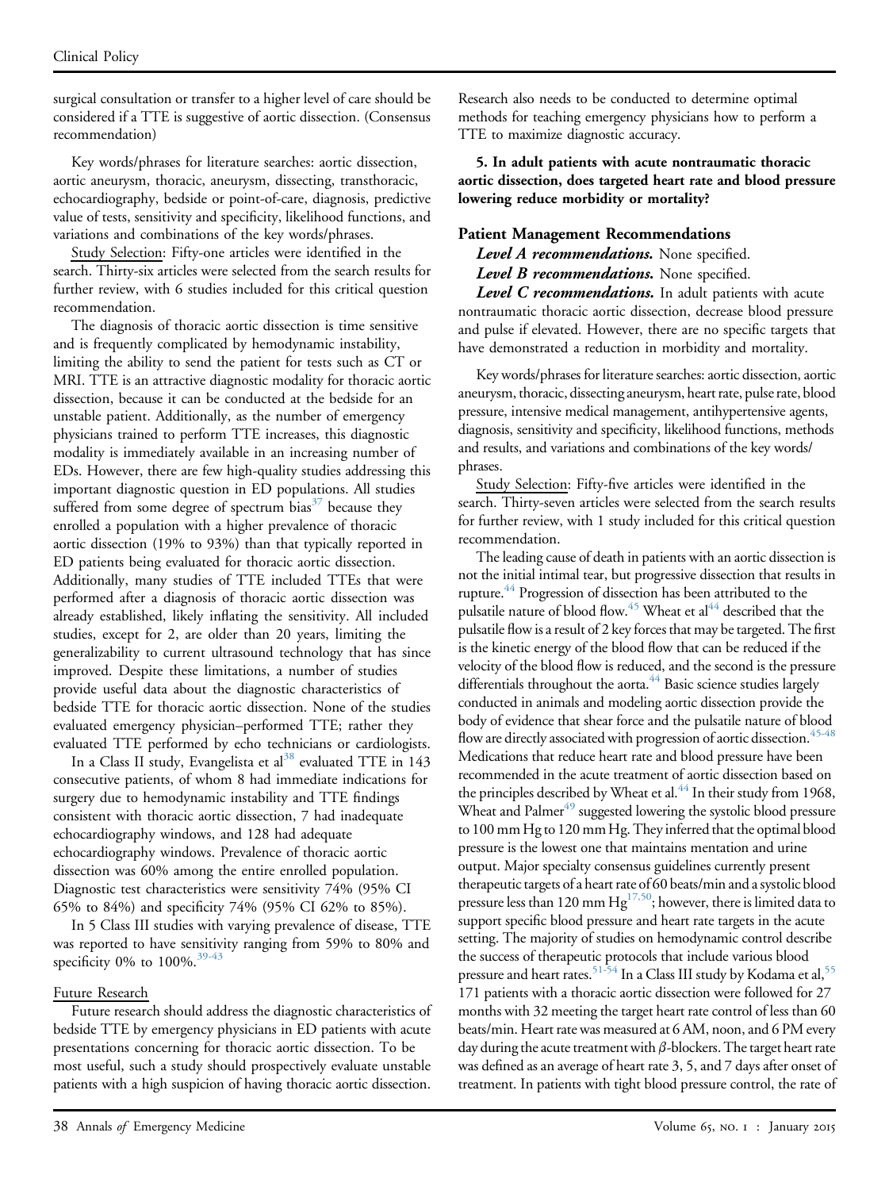surgical consultation or transfer to a higher level of care should be considered if a TTE is suggestive of aortic dissection. (Consensus recommendation)

Key words/phrases for literature searches: aortic dissection, aortic aneurysm, thoracic, aneurysm, dissecting, transthoracic, echocardiography, bedside or point-of-care, diagnosis, predictive value of tests, sensitivity and specificity, likelihood functions, and variations and combinations of the key words/phrases.

Study Selection: Fifty-one articles were identified in the search. Thirty-six articles were selected from the search results for further review, with 6 studies included for this critical question recommendation.

The diagnosis of thoracic aortic dissection is time sensitive and is frequently complicated by hemodynamic instability, limiting the ability to send the patient for tests such as CT or MRI. TTE is an attractive diagnostic modality for thoracic aortic dissection, because it can be conducted at the bedside for an unstable patient. Additionally, as the number of emergency physicians trained to perform TTE increases, this diagnostic modality is immediately available in an increasing number of EDs. However, there are few high-quality studies addressing this important diagnostic question in ED populations. All studies suffered from some degree of spectrum bias[37] because they enrolled a population with a higher prevalence of thoracic aortic dissection (19% to 93%) than that typically reported in ED patients being evaluated for thoracic aortic dissection. Additionally, many studies of TTE included TTEs that were performed after a diagnosis of thoracic aortic dissection was already established, likely inflating the sensitivity. All included studies, except for 2, are older than 20 years, limiting the generalizability to current ultrasound technology that has since improved. Despite these limitations, a number of studies provide useful data about the diagnostic characteristics of bedside TTE for thoracic aortic dissection. None of the studies evaluated emergency physician–performed TTE; rather they evaluated TTE performed by echo technicians or cardiologists.

In a Class II study, Evangelista et al[38] evaluated TTE in 143 consecutive patients, of whom 8 had immediate indications for surgery due to hemodynamic instability and TTE findings consistent with thoracic aortic dissection, 7 had inadequate echocardiography windows, and 128 had adequate echocardiography windows. Prevalence of thoracic aortic dissection was 60% among the entire enrolled population. Diagnostic test characteristics were sensitivity 74% (95% CI 65% to 84%) and specificity 74% (95% CI 62% to 85%).

In 5 Class III studies with varying prevalence of disease, TTE was reported to have sensitivity ranging from 59% to 80% and specificity 0% to 100%.[39-43]

Future Research

Future research should address the diagnostic characteristics of bedside TTE by emergency physicians in ED patients with acute presentations concerning for thoracic aortic dissection. To be most useful, such a study should prospectively evaluate unstable patients with a high suspicion of having thoracic aortic dissection. Research also needs to be conducted to determine optimal methods for teaching emergency physicians how to perform a TTE to maximize diagnostic accuracy.

**5. In adult patients with acute nontraumatic thoracic aortic dissection, does targeted heart rate and blood pressure lowering reduce morbidity or mortality?**

### Patient Management Recommendations

***Level A recommendations.*** None specified.

***Level B recommendations.*** None specified.

***Level C recommendations.*** In adult patients with acute nontraumatic thoracic aortic dissection, decrease blood pressure and pulse if elevated. However, there are no specific targets that have demonstrated a reduction in morbidity and mortality.

Key words/phrases for literature searches: aortic dissection, aortic aneurysm, thoracic, dissecting aneurysm, heart rate, pulse rate, blood pressure, intensive medical management, antihypertensive agents, diagnosis, sensitivity and specificity, likelihood functions, methods and results, and variations and combinations of the key words/phrases.

Study Selection: Fifty-five articles were identified in the search. Thirty-seven articles were selected from the search results for further review, with 1 study included for this critical question recommendation.

The leading cause of death in patients with an aortic dissection is not the initial intimal tear, but progressive dissection that results in rupture.[44] Progression of dissection has been attributed to the pulsatile nature of blood flow.[45] Wheat et al[44] described that the pulsatile flow is a result of 2 key forces that may be targeted. The first is the kinetic energy of the blood flow that can be reduced if the velocity of the blood flow is reduced, and the second is the pressure differentials throughout the aorta.[44] Basic science studies largely conducted in animals and modeling aortic dissection provide the body of evidence that shear force and the pulsatile nature of blood flow are directly associated with progression of aortic dissection.[45-48] Medications that reduce heart rate and blood pressure have been recommended in the acute treatment of aortic dissection based on the principles described by Wheat et al.[44] In their study from 1968, Wheat and Palmer[49] suggested lowering the systolic blood pressure to 100 mm Hg to 120 mm Hg. They inferred that the optimal blood pressure is the lowest one that maintains mentation and urine output. Major specialty consensus guidelines currently present therapeutic targets of a heart rate of 60 beats/min and a systolic blood pressure less than 120 mm Hg[17,50]; however, there is limited data to support specific blood pressure and heart rate targets in the acute setting. The majority of studies on hemodynamic control describe the success of therapeutic protocols that include various blood pressure and heart rates.[51-54] In a Class III study by Kodama et al,[55] 171 patients with a thoracic aortic dissection were followed for 27 months with 32 meeting the target heart rate control of less than 60 beats/min. Heart rate was measured at 6 AM, noon, and 6 PM every day during the acute treatment with $\beta$-blockers. The target heart rate was defined as an average of heart rate 3, 5, and 7 days after onset of treatment. In patients with tight blood pressure control, the rate of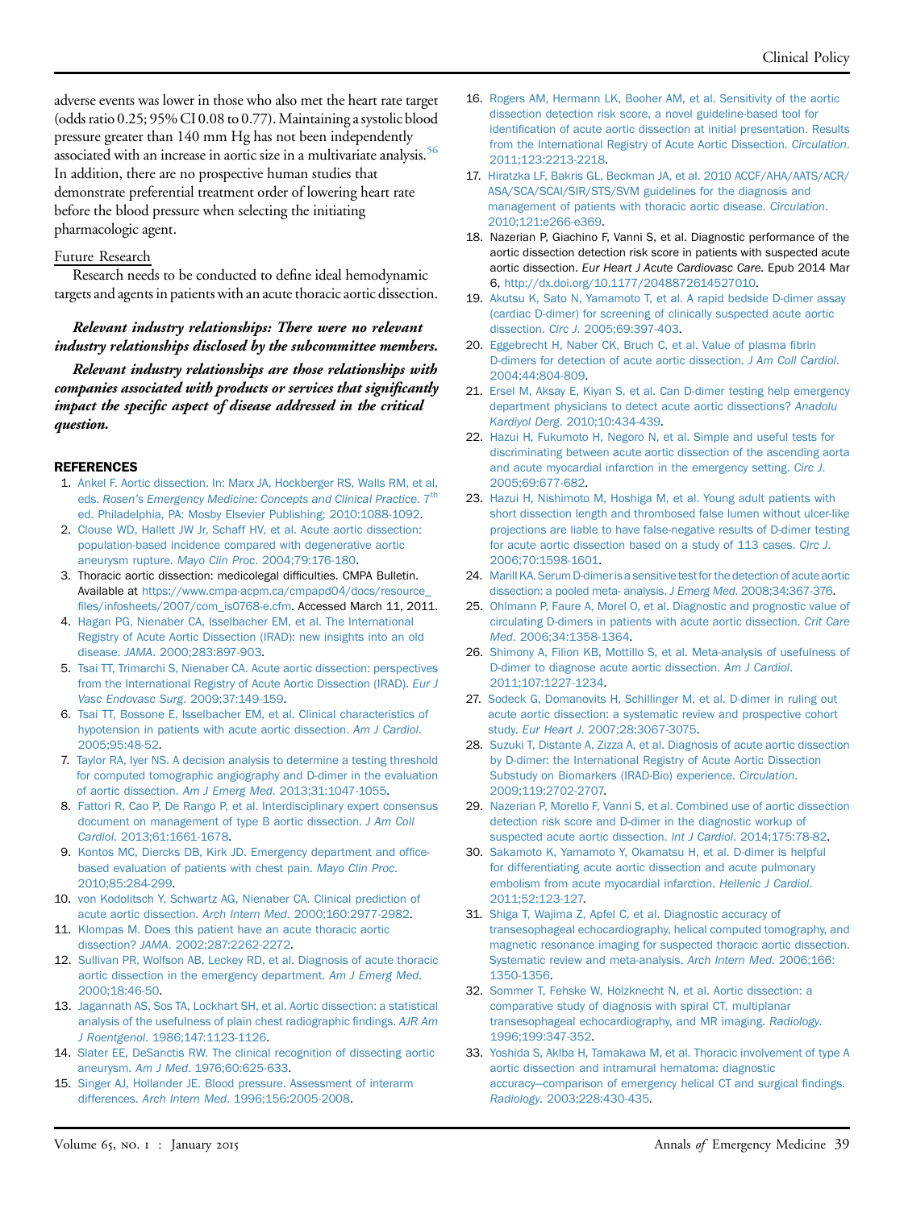adverse events was lower in those who also met the heart rate target (odds ratio 0.25; 95% CI 0.08 to 0.77). Maintaining a systolic blood pressure greater than 140 mm Hg has not been independently associated with an increase in aortic size in a multivariate analysis.[56] In addition, there are no prospective human studies that demonstrate preferential treatment order of lowering heart rate before the blood pressure when selecting the initiating pharmacologic agent.

Future Research

Research needs to be conducted to define ideal hemodynamic targets and agents in patients with an acute thoracic aortic dissection.

***Relevant industry relationships: There were no relevant industry relationships disclosed by the subcommittee members.***

***Relevant industry relationships are those relationships with companies associated with products or services that significantly impact the specific aspect of disease addressed in the critical question.***

## REFERENCES

1. Ankel F. Aortic dissection. In: Marx JA, Hockberger RS, Walls RM, et al, eds. *Rosen's Emergency Medicine: Concepts and Clinical Practice*. 7th ed. Philadelphia, PA: Mosby Elsevier Publishing; 2010:1088-1092.
2. Clouse WD, Hallett JW Jr, Schaff HV, et al. Acute aortic dissection: population-based incidence compared with degenerative aortic aneurysm rupture. *Mayo Clin Proc*. 2004;79:176-180.
3. Thoracic aortic dissection: medicolegal difficulties. CMPA Bulletin. Available at https://www.cmpa-acpm.ca/cmpapd04/docs/resource_files/infosheets/2007/com_is0768-e.cfm. Accessed March 11, 2011.
4. Hagan PG, Nienaber CA, Isselbacher EM, et al. The International Registry of Acute Aortic Dissection (IRAD): new insights into an old disease. *JAMA*. 2000;283:897-903.
5. Tsai TT, Trimarchi S, Nienaber CA. Acute aortic dissection: perspectives from the International Registry of Acute Aortic Dissection (IRAD). *Eur J Vasc Endovasc Surg*. 2009;37:149-159.
6. Tsai TT, Bossone E, Isselbacher EM, et al. Clinical characteristics of hypotension in patients with acute aortic dissection. *Am J Cardiol*. 2005;95:48-52.
7. Taylor RA, Iyer NS. A decision analysis to determine a testing threshold for computed tomographic angiography and D-dimer in the evaluation of aortic dissection. *Am J Emerg Med*. 2013;31:1047-1055.
8. Fattori R, Cao P, De Rango P, et al. Interdisciplinary expert consensus document on management of type B aortic dissection. *J Am Coll Cardiol*. 2013;61:1661-1678.
9. Kontos MC, Diercks DB, Kirk JD. Emergency department and office-based evaluation of patients with chest pain. *Mayo Clin Proc*. 2010;85:284-299.
10. von Kodolitsch Y, Schwartz AG, Nienaber CA. Clinical prediction of acute aortic dissection. *Arch Intern Med*. 2000;160:2977-2982.
11. Klompas M. Does this patient have an acute thoracic aortic dissection? *JAMA*. 2002;287:2262-2272.
12. Sullivan PR, Wolfson AB, Leckey RD, et al. Diagnosis of acute thoracic aortic dissection in the emergency department. *Am J Emerg Med*. 2000;18:46-50.
13. Jagannath AS, Sos TA, Lockhart SH, et al. Aortic dissection: a statistical analysis of the usefulness of plain chest radiographic findings. *AJR Am J Roentgenol*. 1986;147:1123-1126.
14. Slater EE, DeSanctis RW. The clinical recognition of dissecting aortic aneurysm. *Am J Med*. 1976;60:625-633.
15. Singer AJ, Hollander JE. Blood pressure. Assessment of interarm differences. *Arch Intern Med*. 1996;156:2005-2008.
16. Rogers AM, Hermann LK, Booher AM, et al. Sensitivity of the aortic dissection detection risk score, a novel guideline-based tool for identification of acute aortic dissection at initial presentation. Results from the International Registry of Acute Aortic Dissection. *Circulation*. 2011;123:2213-2218.
17. Hiratzka LF, Bakris GL, Beckman JA, et al. 2010 ACCF/AHA/AATS/ACR/ASA/SCA/SCAI/SIR/STS/SVM guidelines for the diagnosis and management of patients with thoracic aortic disease. *Circulation*. 2010;121:e266-e369.
18. Nazerian P, Giachino F, Vanni S, et al. Diagnostic performance of the aortic dissection detection risk score in patients with suspected acute aortic dissection. *Eur Heart J Acute Cardiovasc Care*. Epub 2014 Mar 6, http://dx.doi.org/10.1177/2048872614527010.
19. Akutsu K, Sato N, Yamamoto T, et al. A rapid bedside D-dimer assay (cardiac D-dimer) for screening of clinically suspected acute aortic dissection. *Circ J*. 2005;69:397-403.
20. Eggebrecht H, Naber CK, Bruch C, et al. Value of plasma fibrin D-dimers for detection of acute aortic dissection. *J Am Coll Cardiol*. 2004;44:804-809.
21. Ersel M, Aksay E, Kiyan S, et al. Can D-dimer testing help emergency department physicians to detect acute aortic dissections? *Anadolu Kardiyol Derg*. 2010;10:434-439.
22. Hazui H, Fukumoto H, Negoro N, et al. Simple and useful tests for discriminating between acute aortic dissection of the ascending aorta and acute myocardial infarction in the emergency setting. *Circ J*. 2005;69:677-682.
23. Hazui H, Nishimoto M, Hoshiga M, et al. Young adult patients with short dissection length and thrombosed false lumen without ulcer-like projections are liable to have false-negative results of D-dimer testing for acute aortic dissection based on a study of 113 cases. *Circ J*. 2006;70:1598-1601.
24. Marill KA. Serum D-dimer is a sensitive test for the detection of acute aortic dissection: a pooled meta- analysis. *J Emerg Med*. 2008;34:367-376.
25. Ohlmann P, Faure A, Morel O, et al. Diagnostic and prognostic value of circulating D-dimers in patients with acute aortic dissection. *Crit Care Med*. 2006;34:1358-1364.
26. Shimony A, Filion KB, Mottillo S, et al. Meta-analysis of usefulness of D-dimer to diagnose acute aortic dissection. *Am J Cardiol*. 2011;107:1227-1234.
27. Sodeck G, Domanovits H, Schillinger M, et al. D-dimer in ruling out acute aortic dissection: a systematic review and prospective cohort study. *Eur Heart J*. 2007;28:3067-3075.
28. Suzuki T, Distante A, Zizza A, et al. Diagnosis of acute aortic dissection by D-dimer: the International Registry of Acute Aortic Dissection Substudy on Biomarkers (IRAD-Bio) experience. *Circulation*. 2009;119:2702-2707.
29. Nazerian P, Morello F, Vanni S, et al. Combined use of aortic dissection detection risk score and D-dimer in the diagnostic workup of suspected acute aortic dissection. *Int J Cardiol*. 2014;175:78-82.
30. Sakamoto K, Yamamoto Y, Okamatsu H, et al. D-dimer is helpful for differentiating acute aortic dissection and acute pulmonary embolism from acute myocardial infarction. *Hellenic J Cardiol*. 2011;52:123-127.
31. Shiga T, Wajima Z, Apfel C, et al. Diagnostic accuracy of transesophageal echocardiography, helical computed tomography, and magnetic resonance imaging for suspected thoracic aortic dissection. Systematic review and meta-analysis. *Arch Intern Med*. 2006;166:1350-1356.
32. Sommer T, Fehske W, Holzknecht N, et al. Aortic dissection: a comparative study of diagnosis with spiral CT, multiplanar transesophageal echocardiography, and MR imaging. *Radiology*. 1996;199:347-352.
33. Yoshida S, Akiba H, Tamakawa M, et al. Thoracic involvement of type A aortic dissection and intramural hematoma: diagnostic accuracy—comparison of emergency helical CT and surgical findings. *Radiology*. 2003;228:430-435.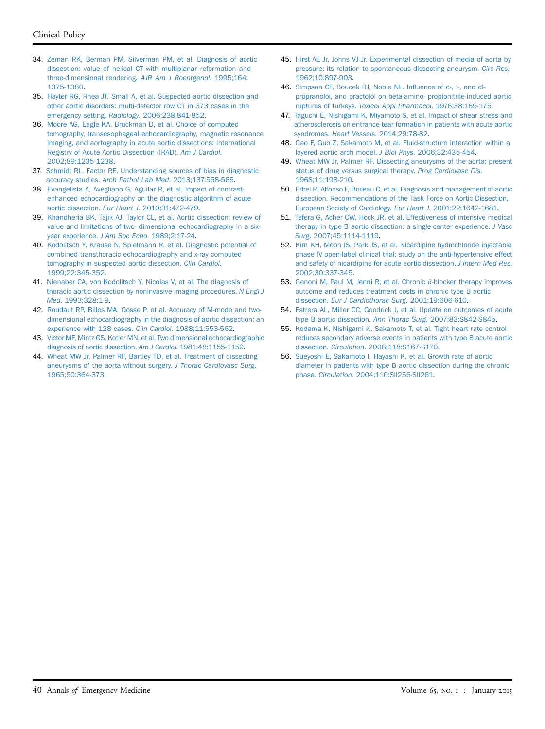34. Zeman RK, Berman PM, Silverman PM, et al. Diagnosis of aortic dissection: value of helical CT with multiplanar reformation and three-dimensional rendering. *AJR Am J Roentgenol*. 1995;164:1375-1380.
35. Hayter RG, Rhea JT, Small A, et al. Suspected aortic dissection and other aortic disorders: multi-detector row CT in 373 cases in the emergency setting. *Radiology*. 2006;238:841-852.
36. Moore AG, Eagle KA, Bruckman D, et al. Choice of computed tomography, transesophageal echocardiography, magnetic resonance imaging, and aortography in acute aortic dissections: International Registry of Acute Aortic Dissection (IRAD). *Am J Cardiol*. 2002;89:1235-1238.
37. Schmidt RL, Factor RE. Understanding sources of bias in diagnostic accuracy studies. *Arch Pathol Lab Med*. 2013;137:558-565.
38. Evangelista A, Avegliano G, Aguilar R, et al. Impact of contrast-enhanced echocardiography on the diagnostic algorithm of acute aortic dissection. *Eur Heart J*. 2010;31:472-479.
39. Khandheria BK, Tajik AJ, Taylor CL, et al. Aortic dissection: review of value and limitations of two- dimensional echocardiography in a six-year experience. *J Am Soc Echo*. 1989;2:17-24.
40. Kodolitsch Y, Krause N, Spielmann R, et al. Diagnostic potential of combined transthoracic echocardiography and x-ray computed tomography in suspected aortic dissection. *Clin Cardiol*. 1999;22:345-352.
41. Nienaber CA, von Kodolitsch Y, Nicolas V, et al. The diagnosis of thoracic aortic dissection by noninvasive imaging procedures. *N Engl J Med*. 1993;328:1-9.
42. Roudaut RP, Billes MA, Gosse P, et al. Accuracy of M-mode and two-dimensional echocardiography in the diagnosis of aortic dissection: an experience with 128 cases. *Clin Cardiol*. 1988;11:553-562.
43. Victor MF, Mintz GS, Kotler MN, et al. Two dimensional echocardiographic diagnosis of aortic dissection. *Am J Cardiol*. 1981;48:1155-1159.
44. Wheat MW Jr, Palmer RF, Bartley TD, et al. Treatment of dissecting aneurysms of the aorta without surgery. *J Thorac Cardiovasc Surg*. 1965;50:364-373.
45. Hirst AE Jr, Johns VJ Jr. Experimental dissection of media of aorta by pressure: its relation to spontaneous dissecting aneurysm. *Circ Res*. 1962;10:897-903.
46. Simpson CF, Boucek RJ, Noble NL. Influence of d-, l-, and dl-propranolol, and practolol on beta-amino- propionitrile-induced aortic ruptures of turkeys. *Toxicol Appl Pharmacol*. 1976;38:169-175.
47. Taguchi E, Nishigami K, Miyamoto S, et al. Impact of shear stress and atherosclerosis on entrance-tear formation in patients with acute aortic syndromes. *Heart Vessels*. 2014;29:78-82.
48. Gao F, Guo Z, Sakamoto M, et al. Fluid-structure interaction within a layered aortic arch model. *J Biol Phys*. 2006;32:435-454.
49. Wheat MW Jr, Palmer RF. Dissecting aneurysms of the aorta: present status of drug versus surgical therapy. *Prog Cardiovasc Dis*. 1968;11:198-210.
50. Erbel R, Alfonso F, Boileau C, et al. Diagnosis and management of aortic dissection. Recommendations of the Task Force on Aortic Dissection, European Society of Cardiology. *Eur Heart J*. 2001;22:1642-1681.
51. Tefera G, Acher CW, Hock JR, et al. Effectiveness of intensive medical therapy in type B aortic dissection: a single-center experience. *J Vasc Surg*. 2007;45:1114-1119.
52. Kim KH, Moon IS, Park JS, et al. Nicardipine hydrochloride injectable phase IV open-label clinical trial: study on the anti-hypertensive effect and safety of nicardipine for acute aortic dissection. *J Intern Med Res*. 2002;30:337-345.
53. Genoni M, Paul M, Jenni R, et al. Chronic $\beta$-blocker therapy improves outcome and reduces treatment costs in chronic type B aortic dissection. *Eur J Cardiothorac Surg*. 2001;19:606-610.
54. Estrera AL, Miller CC, Goodrick J, et al. Update on outcomes of acute type B aortic dissection. *Ann Thorac Surg*. 2007;83:S842-S845.
55. Kodama K, Nishigami K, Sakamoto T, et al. Tight heart rate control reduces secondary adverse events in patients with type B acute aortic dissection. *Circulation*. 2008;118:S167-S170.
56. Sueyoshi E, Sakamoto I, Hayashi K, et al. Growth rate of aortic diameter in patients with type B aortic dissection during the chronic phase. *Circulation*. 2004;110:SII256-SII261.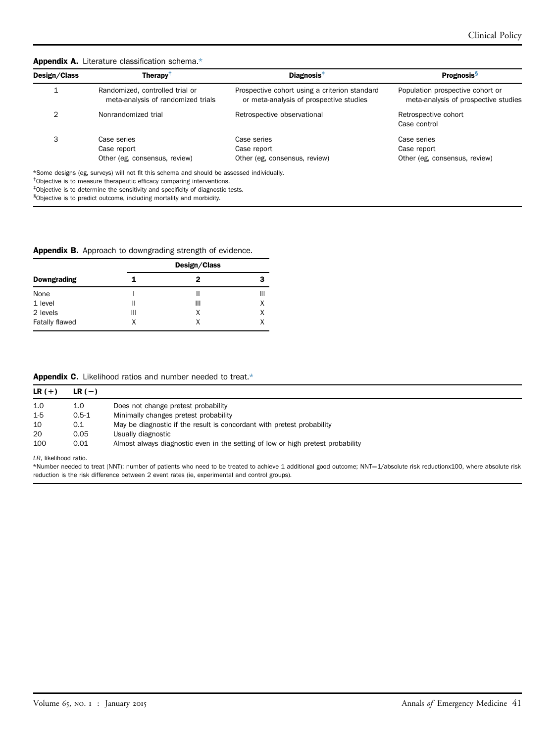**Appendix A.** Literature classification schema.*

| Design/Class | Therapy[†] | Diagnosis[‡] | Prognosis[§] |
|---|---|---|---|
| 1 | Randomized, controlled trial or meta-analysis of randomized trials | Prospective cohort using a criterion standard or meta-analysis of prospective studies | Population prospective cohort or meta-analysis of prospective studies |
| 2 | Nonrandomized trial | Retrospective observational | Retrospective cohort<br>Case control |
| 3 | Case series<br>Case report<br>Other (eg, consensus, review) | Case series<br>Case report<br>Other (eg, consensus, review) | Case series<br>Case report<br>Other (eg, consensus, review) |

*Some designs (eg, surveys) will not fit this schema and should be assessed individually.
[†]Objective is to measure therapeutic efficacy comparing interventions.
[‡]Objective is to determine the sensitivity and specificity of diagnostic tests.
[§]Objective is to predict outcome, including mortality and morbidity.

**Appendix B.** Approach to downgrading strength of evidence.

| | Design/Class | | |
|---|---|---|---|
| **Downgrading** | **1** | **2** | **3** |
| None | I | II | III |
| 1 level | II | III | X |
| 2 levels | III | X | X |
| Fatally flawed | X | X | X |

**Appendix C.** Likelihood ratios and number needed to treat.*

| LR (+) | LR (−) | |
|---|---|---|
| 1.0 | 1.0 | Does not change pretest probability |
| 1-5 | 0.5-1 | Minimally changes pretest probability |
| 10 | 0.1 | May be diagnostic if the result is concordant with pretest probability |
| 20 | 0.05 | Usually diagnostic |
| 100 | 0.01 | Almost always diagnostic even in the setting of low or high pretest probability |

*LR*, likelihood ratio.
*Number needed to treat (NNT): number of patients who need to be treated to achieve 1 additional good outcome; NNT=1/absolute risk reductionx100, where absolute risk reduction is the risk difference between 2 event rates (ie, experimental and control groups).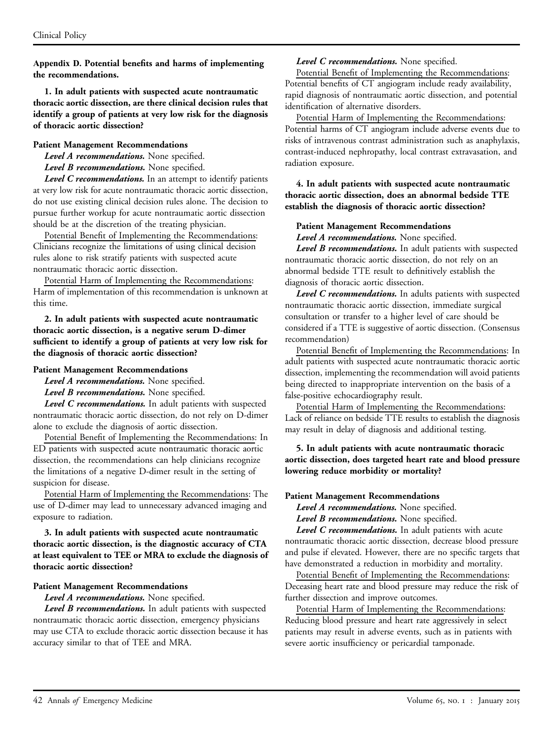**Appendix D. Potential benefits and harms of implementing the recommendations.**

**1. In adult patients with suspected acute nontraumatic thoracic aortic dissection, are there clinical decision rules that identify a group of patients at very low risk for the diagnosis of thoracic aortic dissection?**

**Patient Management Recommendations**

***Level A recommendations.*** None specified.

***Level B recommendations.*** None specified.

***Level C recommendations.*** In an attempt to identify patients at very low risk for acute nontraumatic thoracic aortic dissection, do not use existing clinical decision rules alone. The decision to pursue further workup for acute nontraumatic aortic dissection should be at the discretion of the treating physician.

Potential Benefit of Implementing the Recommendations: Clinicians recognize the limitations of using clinical decision rules alone to risk stratify patients with suspected acute nontraumatic thoracic aortic dissection.

Potential Harm of Implementing the Recommendations: Harm of implementation of this recommendation is unknown at this time.

**2. In adult patients with suspected acute nontraumatic thoracic aortic dissection, is a negative serum D-dimer sufficient to identify a group of patients at very low risk for the diagnosis of thoracic aortic dissection?**

**Patient Management Recommendations**

***Level A recommendations.*** None specified.

***Level B recommendations.*** None specified.

***Level C recommendations.*** In adult patients with suspected nontraumatic thoracic aortic dissection, do not rely on D-dimer alone to exclude the diagnosis of aortic dissection.

Potential Benefit of Implementing the Recommendations: In ED patients with suspected acute nontraumatic thoracic aortic dissection, the recommendations can help clinicians recognize the limitations of a negative D-dimer result in the setting of suspicion for disease.

Potential Harm of Implementing the Recommendations: The use of D-dimer may lead to unnecessary advanced imaging and exposure to radiation.

**3. In adult patients with suspected acute nontraumatic thoracic aortic dissection, is the diagnostic accuracy of CTA at least equivalent to TEE or MRA to exclude the diagnosis of thoracic aortic dissection?**

**Patient Management Recommendations**

***Level A recommendations.*** None specified.

***Level B recommendations.*** In adult patients with suspected nontraumatic thoracic aortic dissection, emergency physicians may use CTA to exclude thoracic aortic dissection because it has accuracy similar to that of TEE and MRA.

***Level C recommendations.*** None specified.

Potential Benefit of Implementing the Recommendations: Potential benefits of CT angiogram include ready availability, rapid diagnosis of nontraumatic aortic dissection, and potential identification of alternative disorders.

Potential Harm of Implementing the Recommendations: Potential harms of CT angiogram include adverse events due to risks of intravenous contrast administration such as anaphylaxis, contrast-induced nephropathy, local contrast extravasation, and radiation exposure.

**4. In adult patients with suspected acute nontraumatic thoracic aortic dissection, does an abnormal bedside TTE establish the diagnosis of thoracic aortic dissection?**

**Patient Management Recommendations**

***Level A recommendations.*** None specified.

***Level B recommendations.*** In adult patients with suspected nontraumatic thoracic aortic dissection, do not rely on an abnormal bedside TTE result to definitively establish the diagnosis of thoracic aortic dissection.

***Level C recommendations.*** In adults patients with suspected nontraumatic thoracic aortic dissection, immediate surgical consultation or transfer to a higher level of care should be considered if a TTE is suggestive of aortic dissection. (Consensus recommendation)

Potential Benefit of Implementing the Recommendations: In adult patients with suspected acute nontraumatic thoracic aortic dissection, implementing the recommendation will avoid patients being directed to inappropriate intervention on the basis of a false-positive echocardiography result.

Potential Harm of Implementing the Recommendations: Lack of reliance on bedside TTE results to establish the diagnosis may result in delay of diagnosis and additional testing.

**5. In adult patients with acute nontraumatic thoracic aortic dissection, does targeted heart rate and blood pressure lowering reduce morbidity or mortality?**

**Patient Management Recommendations**

***Level A recommendations.*** None specified.

***Level B recommendations.*** None specified.

***Level C recommendations.*** In adult patients with acute nontraumatic thoracic aortic dissection, decrease blood pressure and pulse if elevated. However, there are no specific targets that have demonstrated a reduction in morbidity and mortality.

Potential Benefit of Implementing the Recommendations: Deceasing heart rate and blood pressure may reduce the risk of further dissection and improve outcomes.

Potential Harm of Implementing the Recommendations: Reducing blood pressure and heart rate aggressively in select patients may result in adverse events, such as in patients with severe aortic insufficiency or pericardial tamponade.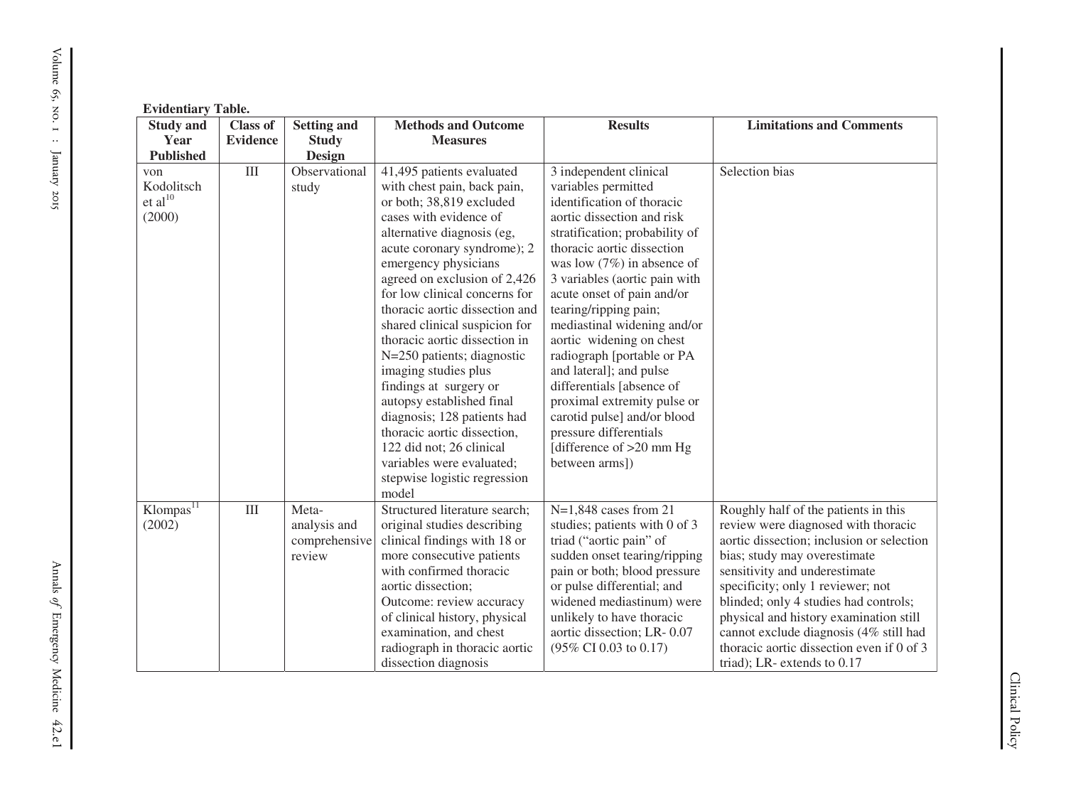**Evidentiary Table.**

| Study and Year Published | Class of Evidence | Setting and Study Design | Methods and Outcome Measures | Results | Limitations and Comments |
|---|---|---|---|---|---|
| von Kodolitsch et al[10] (2000) | III | Observational study | 41,495 patients evaluated with chest pain, back pain, or both; 38,819 excluded cases with evidence of alternative diagnosis (eg, acute coronary syndrome); 2 emergency physicians agreed on exclusion of 2,426 for low clinical concerns for thoracic aortic dissection and shared clinical suspicion for thoracic aortic dissection in N=250 patients; diagnostic imaging studies plus findings at surgery or autopsy established final diagnosis; 128 patients had thoracic aortic dissection, 122 did not; 26 clinical variables were evaluated; stepwise logistic regression model | 3 independent clinical variables permitted identification of thoracic aortic dissection and risk stratification; probability of thoracic aortic dissection was low (7%) in absence of 3 variables (aortic pain with acute onset of pain and/or tearing/ripping pain; mediastinal widening and/or aortic widening on chest radiograph [portable or PA and lateral]; and pulse differentials [absence of proximal extremity pulse or carotid pulse] and/or blood pressure differentials [difference of >20 mm Hg between arms]) | Selection bias |
| Klompas[11] (2002) | III | Meta-analysis and comprehensive review | Structured literature search; original studies describing clinical findings with 18 or more consecutive patients with confirmed thoracic aortic dissection; Outcome: review accuracy of clinical history, physical examination, and chest radiograph in thoracic aortic dissection diagnosis | N=1,848 cases from 21 studies; patients with 0 of 3 triad ("aortic pain" of sudden onset tearing/ripping pain or both; blood pressure or pulse differential; and widened mediastinum) were unlikely to have thoracic aortic dissection; LR- 0.07 (95% CI 0.03 to 0.17) | Roughly half of the patients in this review were diagnosed with thoracic aortic dissection; inclusion or selection bias; study may overestimate sensitivity and underestimate specificity; only 1 reviewer; not blinded; only 4 studies had controls; physical and history examination still cannot exclude diagnosis (4% still had thoracic aortic dissection even if 0 of 3 triad); LR- extends to 0.17 |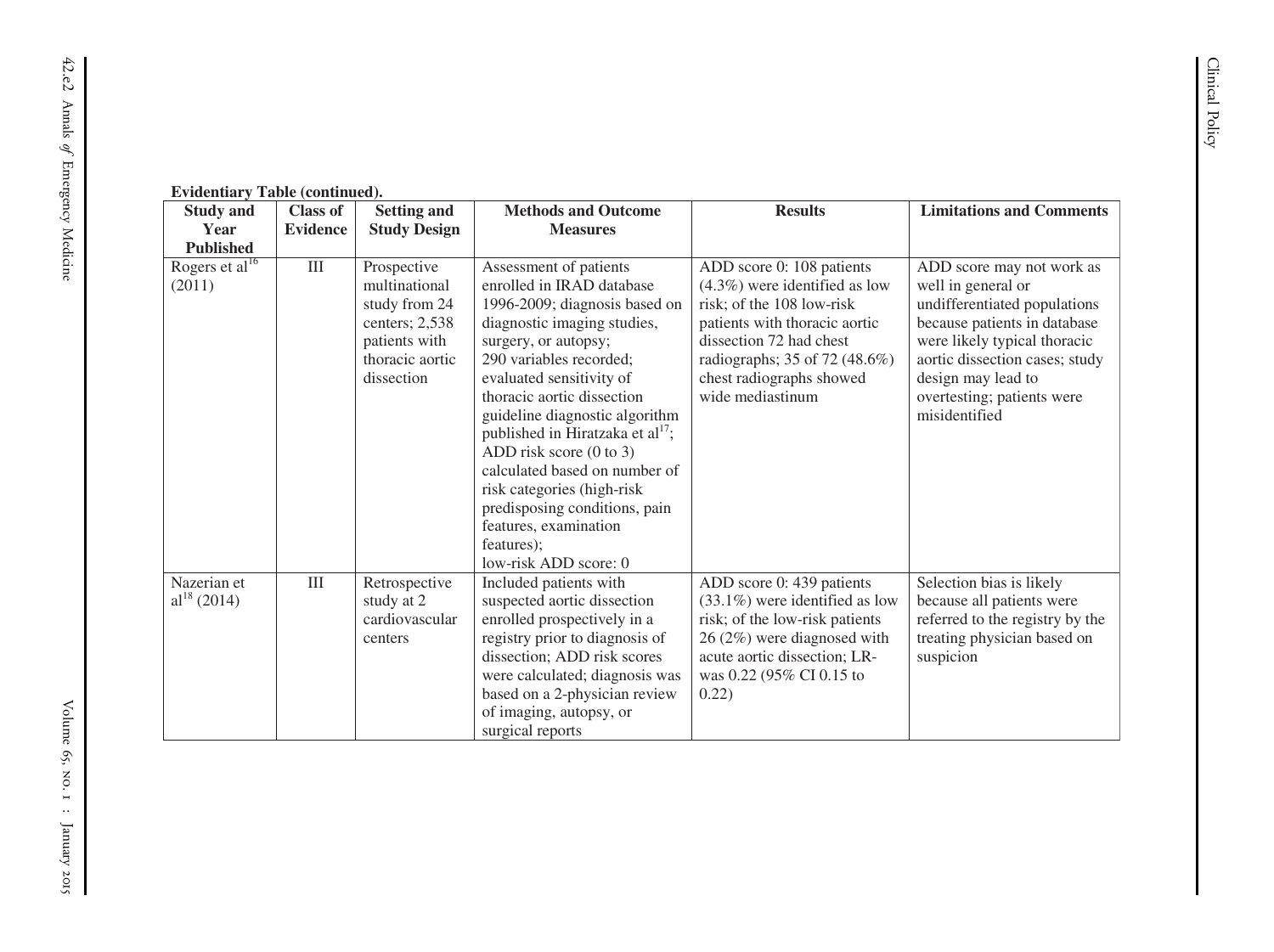**Evidentiary Table (continued).**

| Study and Year Published | Class of Evidence | Setting and Study Design | Methods and Outcome Measures | Results | Limitations and Comments |
|---|---|---|---|---|---|
| Rogers et al[16] (2011) | III | Prospective multinational study from 24 centers; 2,538 patients with thoracic aortic dissection | Assessment of patients enrolled in IRAD database 1996-2009; diagnosis based on diagnostic imaging studies, surgery, or autopsy; 290 variables recorded; evaluated sensitivity of thoracic aortic dissection guideline diagnostic algorithm published in Hiratzaka et al[17]; ADD risk score (0 to 3) calculated based on number of risk categories (high-risk predisposing conditions, pain features, examination features); low-risk ADD score: 0 | ADD score 0: 108 patients (4.3%) were identified as low risk; of the 108 low-risk patients with thoracic aortic dissection 72 had chest radiographs; 35 of 72 (48.6%) chest radiographs showed wide mediastinum | ADD score may not work as well in general or undifferentiated populations because patients in database were likely typical thoracic aortic dissection cases; study design may lead to overtesting; patients were misidentified |
| Nazerian et al[18] (2014) | III | Retrospective study at 2 cardiovascular centers | Included patients with suspected aortic dissection enrolled prospectively in a registry prior to diagnosis of dissection; ADD risk scores were calculated; diagnosis was based on a 2-physician review of imaging, autopsy, or surgical reports | ADD score 0: 439 patients (33.1%) were identified as low risk; of the low-risk patients 26 (2%) were diagnosed with acute aortic dissection; LR- was 0.22 (95% CI 0.15 to 0.22) | Selection bias is likely because all patients were referred to the registry by the treating physician based on suspicion |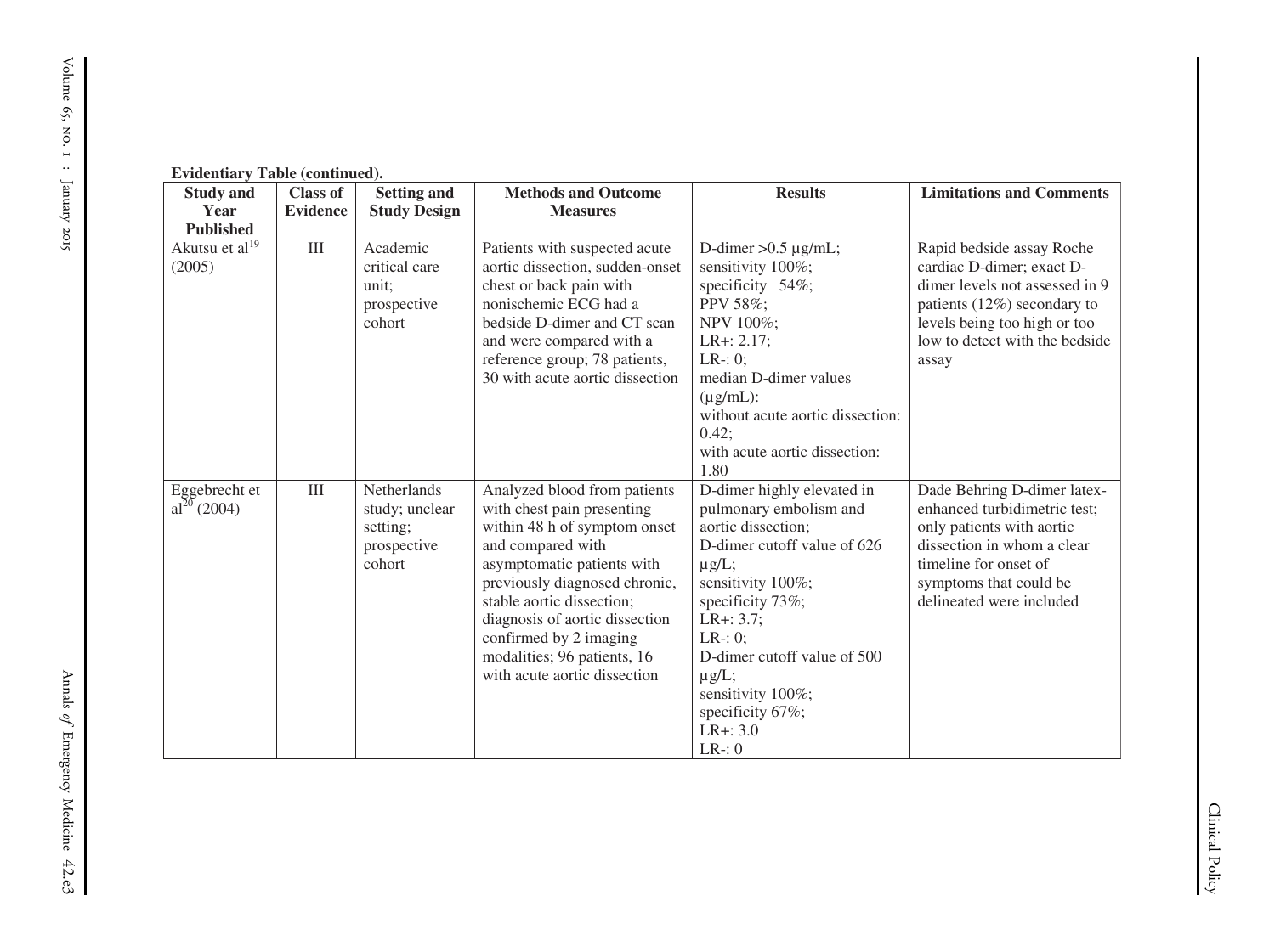**Evidentiary Table (continued).**

| Study and Year Published | Class of Evidence | Setting and Study Design | Methods and Outcome Measures | Results | Limitations and Comments |
|---|---|---|---|---|---|
| Akutsu et al[19] (2005) | III | Academic critical care unit; prospective cohort | Patients with suspected acute aortic dissection, sudden-onset chest or back pain with nonischemic ECG had a bedside D-dimer and CT scan and were compared with a reference group; 78 patients, 30 with acute aortic dissection | D-dimer >0.5 µg/mL; sensitivity 100%; specificity 54%; PPV 58%; NPV 100%; LR+: 2.17; LR-: 0; median D-dimer values (µg/mL): without acute aortic dissection: 0.42; with acute aortic dissection: 1.80 | Rapid bedside assay Roche cardiac D-dimer; exact D-dimer levels not assessed in 9 patients (12%) secondary to levels being too high or too low to detect with the bedside assay |
| Eggebrecht et al[20] (2004) | III | Netherlands study; unclear setting; prospective cohort | Analyzed blood from patients with chest pain presenting within 48 h of symptom onset and compared with asymptomatic patients with previously diagnosed chronic, stable aortic dissection; diagnosis of aortic dissection confirmed by 2 imaging modalities; 96 patients, 16 with acute aortic dissection | D-dimer highly elevated in pulmonary embolism and aortic dissection; D-dimer cutoff value of 626 µg/L; sensitivity 100%; specificity 73%; LR+: 3.7; LR-: 0; D-dimer cutoff value of 500 µg/L; sensitivity 100%; specificity 67%; LR+: 3.0 LR-: 0 | Dade Behring D-dimer latex-enhanced turbidimetric test; only patients with aortic dissection in whom a clear timeline for onset of symptoms that could be delineated were included |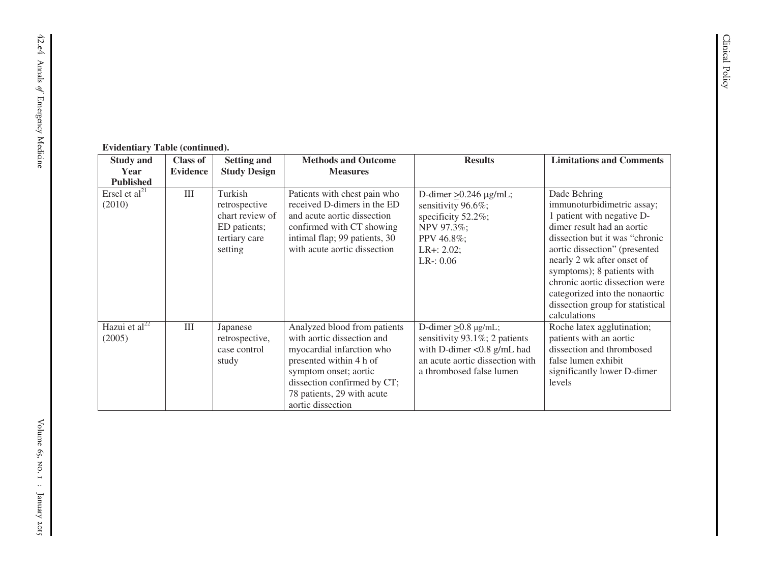**Evidentiary Table (continued).**

| Study and Year Published | Class of Evidence | Setting and Study Design | Methods and Outcome Measures | Results | Limitations and Comments |
|---|---|---|---|---|---|
| Ersel et al[21] (2010) | III | Turkish retrospective chart review of ED patients; tertiary care setting | Patients with chest pain who received D-dimers in the ED and acute aortic dissection confirmed with CT showing intimal flap; 99 patients, 30 with acute aortic dissection | D-dimer ≥0.246 μg/mL; sensitivity 96.6%; specificity 52.2%; NPV 97.3%; PPV 46.8%; LR+: 2.02; LR-: 0.06 | Dade Behring immunoturbidimetric assay; 1 patient with negative D-dimer result had an aortic dissection but it was "chronic aortic dissection" (presented nearly 2 wk after onset of symptoms); 8 patients with chronic aortic dissection were categorized into the nonaortic dissection group for statistical calculations |
| Hazui et al[22] (2005) | III | Japanese retrospective, case control study | Analyzed blood from patients with aortic dissection and myocardial infarction who presented within 4 h of symptom onset; aortic dissection confirmed by CT; 78 patients, 29 with acute aortic dissection | D-dimer ≥0.8 μg/mL; sensitivity 93.1%; 2 patients with D-dimer <0.8 g/mL had an acute aortic dissection with a thrombosed false lumen | Roche latex agglutination; patients with an aortic dissection and thrombosed false lumen exhibit significantly lower D-dimer levels |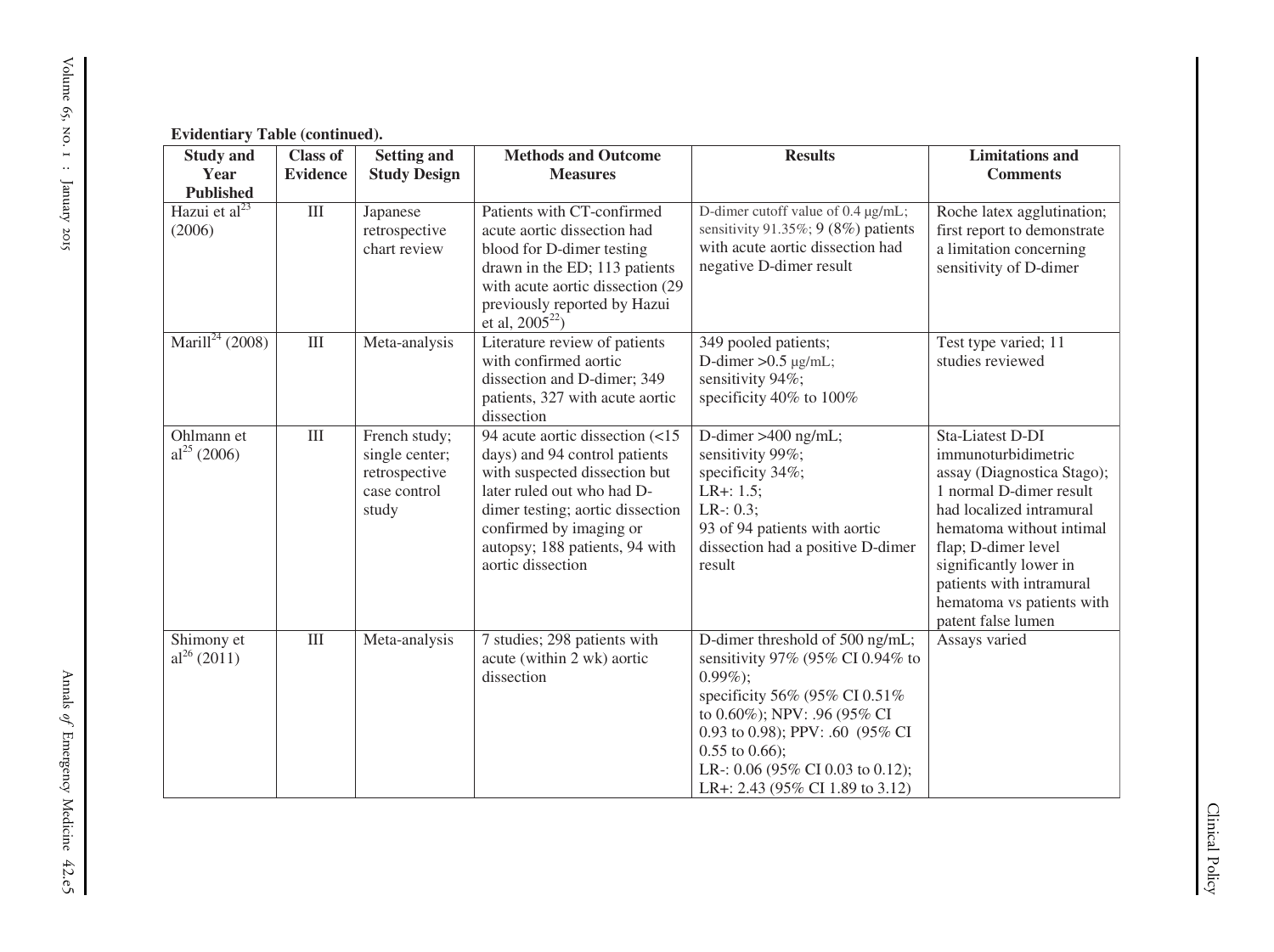**Evidentiary Table (continued).**

| Study and Year Published | Class of Evidence | Setting and Study Design | Methods and Outcome Measures | Results | Limitations and Comments |
|---|---|---|---|---|---|
| Hazui et al[23] (2006) | III | Japanese retrospective chart review | Patients with CT-confirmed acute aortic dissection had blood for D-dimer testing drawn in the ED; 113 patients with acute aortic dissection (29 previously reported by Hazui et al, 2005[22]) | D-dimer cutoff value of 0.4 μg/mL; sensitivity 91.35%; 9 (8%) patients with acute aortic dissection had negative D-dimer result | Roche latex agglutination; first report to demonstrate a limitation concerning sensitivity of D-dimer |
| Marill[24] (2008) | III | Meta-analysis | Literature review of patients with confirmed aortic dissection and D-dimer; 349 patients, 327 with acute aortic dissection | 349 pooled patients; D-dimer >0.5 μg/mL; sensitivity 94%; specificity 40% to 100% | Test type varied; 11 studies reviewed |
| Ohlmann et al[25] (2006) | III | French study; single center; retrospective case control study | 94 acute aortic dissection (<15 days) and 94 control patients with suspected dissection but later ruled out who had D-dimer testing; aortic dissection confirmed by imaging or autopsy; 188 patients, 94 with aortic dissection | D-dimer >400 ng/mL; sensitivity 99%; specificity 34%; LR+: 1.5; LR-: 0.3; 93 of 94 patients with aortic dissection had a positive D-dimer result | Sta-Liatest D-DI immunoturbidimetric assay (Diagnostica Stago); 1 normal D-dimer result had localized intramural hematoma without intimal flap; D-dimer level significantly lower in patients with intramural hematoma vs patients with patent false lumen |
| Shimony et al[26] (2011) | III | Meta-analysis | 7 studies; 298 patients with acute (within 2 wk) aortic dissection | D-dimer threshold of 500 ng/mL; sensitivity 97% (95% CI 0.94% to 0.99%); specificity 56% (95% CI 0.51% to 0.60%); NPV: .96 (95% CI 0.93 to 0.98); PPV: .60 (95% CI 0.55 to 0.66); LR-: 0.06 (95% CI 0.03 to 0.12); LR+: 2.43 (95% CI 1.89 to 3.12) | Assays varied |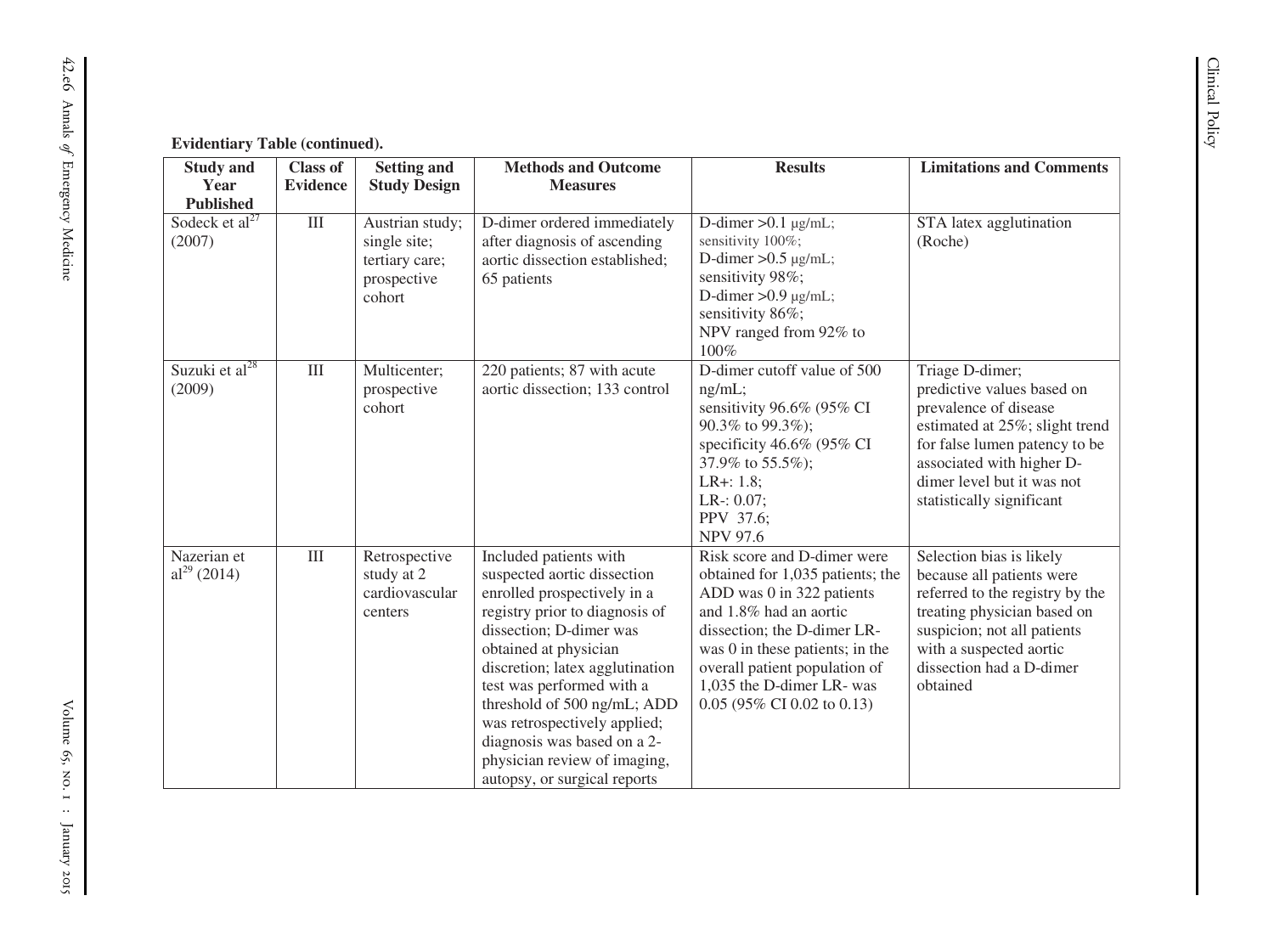**Evidentiary Table (continued).**

| Study and Year Published | Class of Evidence | Setting and Study Design | Methods and Outcome Measures | Results | Limitations and Comments |
|---|---|---|---|---|---|
| Sodeck et al[27] (2007) | III | Austrian study; single site; tertiary care; prospective cohort | D-dimer ordered immediately after diagnosis of ascending aortic dissection established; 65 patients | D-dimer >0.1 μg/mL; sensitivity 100%; D-dimer >0.5 μg/mL; sensitivity 98%; D-dimer >0.9 μg/mL; sensitivity 86%; NPV ranged from 92% to 100% | STA latex agglutination (Roche) |
| Suzuki et al[28] (2009) | III | Multicenter; prospective cohort | 220 patients; 87 with acute aortic dissection; 133 control | D-dimer cutoff value of 500 ng/mL; sensitivity 96.6% (95% CI 90.3% to 99.3%); specificity 46.6% (95% CI 37.9% to 55.5%); LR+: 1.8; LR-: 0.07; PPV 37.6; NPV 97.6 | Triage D-dimer; predictive values based on prevalence of disease estimated at 25%; slight trend for false lumen patency to be associated with higher D-dimer level but it was not statistically significant |
| Nazerian et al[29] (2014) | III | Retrospective study at 2 cardiovascular centers | Included patients with suspected aortic dissection enrolled prospectively in a registry prior to diagnosis of dissection; D-dimer was obtained at physician discretion; latex agglutination test was performed with a threshold of 500 ng/mL; ADD was retrospectively applied; diagnosis was based on a 2-physician review of imaging, autopsy, or surgical reports | Risk score and D-dimer were obtained for 1,035 patients; the ADD was 0 in 322 patients and 1.8% had an aortic dissection; the D-dimer LR- was 0 in these patients; in the overall patient population of 1,035 the D-dimer LR- was 0.05 (95% CI 0.02 to 0.13) | Selection bias is likely because all patients were referred to the registry by the treating physician based on suspicion; not all patients with a suspected aortic dissection had a D-dimer obtained |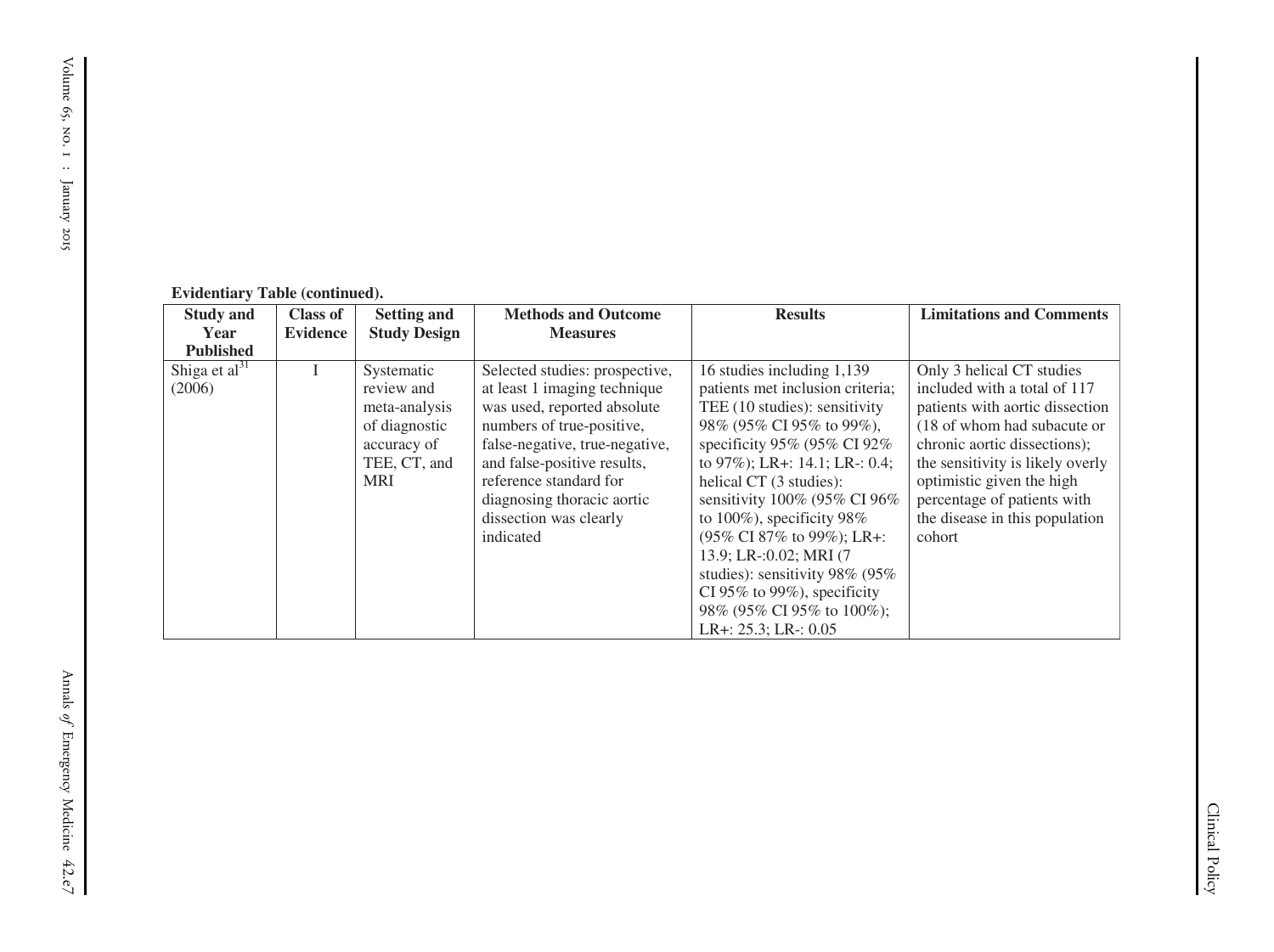**Evidentiary Table (continued).**

| Study and Year Published | Class of Evidence | Setting and Study Design | Methods and Outcome Measures | Results | Limitations and Comments |
|---|---|---|---|---|---|
| Shiga et al[31] (2006) | I | Systematic review and meta-analysis of diagnostic accuracy of TEE, CT, and MRI | Selected studies: prospective, at least 1 imaging technique was used, reported absolute numbers of true-positive, false-negative, true-negative, and false-positive results, reference standard for diagnosing thoracic aortic dissection was clearly indicated | 16 studies including 1,139 patients met inclusion criteria; TEE (10 studies): sensitivity 98% (95% CI 95% to 99%), specificity 95% (95% CI 92% to 97%); LR+: 14.1; LR-: 0.4; helical CT (3 studies): sensitivity 100% (95% CI 96% to 100%), specificity 98% (95% CI 87% to 99%); LR+: 13.9; LR-:0.02; MRI (7 studies): sensitivity 98% (95% CI 95% to 99%), specificity 98% (95% CI 95% to 100%); LR+: 25.3; LR-: 0.05 | Only 3 helical CT studies included with a total of 117 patients with aortic dissection (18 of whom had subacute or chronic aortic dissections); the sensitivity is likely overly optimistic given the high percentage of patients with the disease in this population cohort |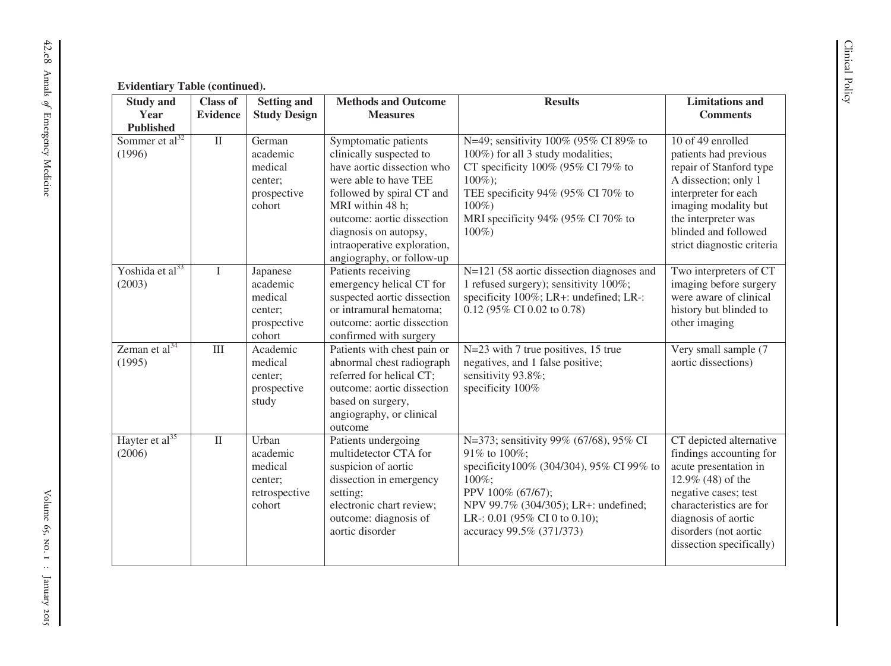**Evidentiary Table (continued).**

| Study and Year Published | Class of Evidence | Setting and Study Design | Methods and Outcome Measures | Results | Limitations and Comments |
|---|---|---|---|---|---|
| Sommer et al[32] (1996) | II | German academic medical center; prospective cohort | Symptomatic patients clinically suspected to have aortic dissection who were able to have TEE followed by spiral CT and MRI within 48 h; outcome: aortic dissection diagnosis on autopsy, intraoperative exploration, angiography, or follow-up | N=49; sensitivity 100% (95% CI 89% to 100%) for all 3 study modalities; CT specificity 100% (95% CI 79% to 100%); TEE specificity 94% (95% CI 70% to 100%) MRI specificity 94% (95% CI 70% to 100%) | 10 of 49 enrolled patients had previous repair of Stanford type A dissection; only 1 interpreter for each imaging modality but the interpreter was blinded and followed strict diagnostic criteria |
| Yoshida et al[33] (2003) | I | Japanese academic medical center; prospective cohort | Patients receiving emergency helical CT for suspected aortic dissection or intramural hematoma; outcome: aortic dissection confirmed with surgery | N=121 (58 aortic dissection diagnoses and 1 refused surgery); sensitivity 100%; specificity 100%; LR+: undefined; LR-: 0.12 (95% CI 0.02 to 0.78) | Two interpreters of CT imaging before surgery were aware of clinical history but blinded to other imaging |
| Zeman et al[34] (1995) | III | Academic medical center; prospective study | Patients with chest pain or abnormal chest radiograph referred for helical CT; outcome: aortic dissection based on surgery, angiography, or clinical outcome | N=23 with 7 true positives, 15 true negatives, and 1 false positive; sensitivity 93.8%; specificity 100% | Very small sample (7 aortic dissections) |
| Hayter et al[35] (2006) | II | Urban academic medical center; retrospective cohort | Patients undergoing multidetector CTA for suspicion of aortic dissection in emergency setting; electronic chart review; outcome: diagnosis of aortic disorder | N=373; sensitivity 99% (67/68), 95% CI 91% to 100%; specificity100% (304/304), 95% CI 99% to 100%; PPV 100% (67/67); NPV 99.7% (304/305); LR+: undefined; LR-: 0.01 (95% CI 0 to 0.10); accuracy 99.5% (371/373) | CT depicted alternative findings accounting for acute presentation in 12.9% (48) of the negative cases; test characteristics are for diagnosis of aortic disorders (not aortic dissection specifically) |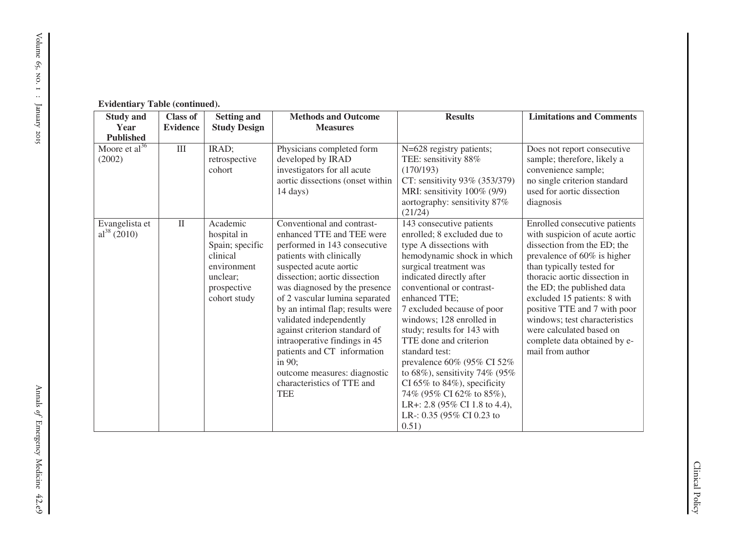**Evidentiary Table (continued).**

| Study and Year Published | Class of Evidence | Setting and Study Design | Methods and Outcome Measures | Results | Limitations and Comments |
|---|---|---|---|---|---|
| Moore et al[36] (2002) | III | IRAD; retrospective cohort | Physicians completed form developed by IRAD investigators for all acute aortic dissections (onset within 14 days) | N=628 registry patients; TEE: sensitivity 88% (170/193) CT: sensitivity 93% (353/379) MRI: sensitivity 100% (9/9) aortography: sensitivity 87% (21/24) | Does not report consecutive sample; therefore, likely a convenience sample; no single criterion standard used for aortic dissection diagnosis |
| Evangelista et al[38] (2010) | II | Academic hospital in Spain; specific clinical environment unclear; prospective cohort study | Conventional and contrast-enhanced TTE and TEE were performed in 143 consecutive patients with clinically suspected acute aortic dissection; aortic dissection was diagnosed by the presence of 2 vascular lumina separated by an intimal flap; results were validated independently against criterion standard of intraoperative findings in 45 patients and CT information in 90; outcome measures: diagnostic characteristics of TTE and TEE | 143 consecutive patients enrolled; 8 excluded due to type A dissections with hemodynamic shock in which surgical treatment was indicated directly after conventional or contrast-enhanced TTE; 7 excluded because of poor windows; 128 enrolled in study; results for 143 with TTE done and criterion standard test: prevalence 60% (95% CI 52% to 68%), sensitivity 74% (95% CI 65% to 84%), specificity 74% (95% CI 62% to 85%), LR+: 2.8 (95% CI 1.8 to 4.4), LR-: 0.35 (95% CI 0.23 to 0.51) | Enrolled consecutive patients with suspicion of acute aortic dissection from the ED; the prevalence of 60% is higher than typically tested for thoracic aortic dissection in the ED; the published data excluded 15 patients: 8 with positive TTE and 7 with poor windows; test characteristics were calculated based on complete data obtained by e-mail from author |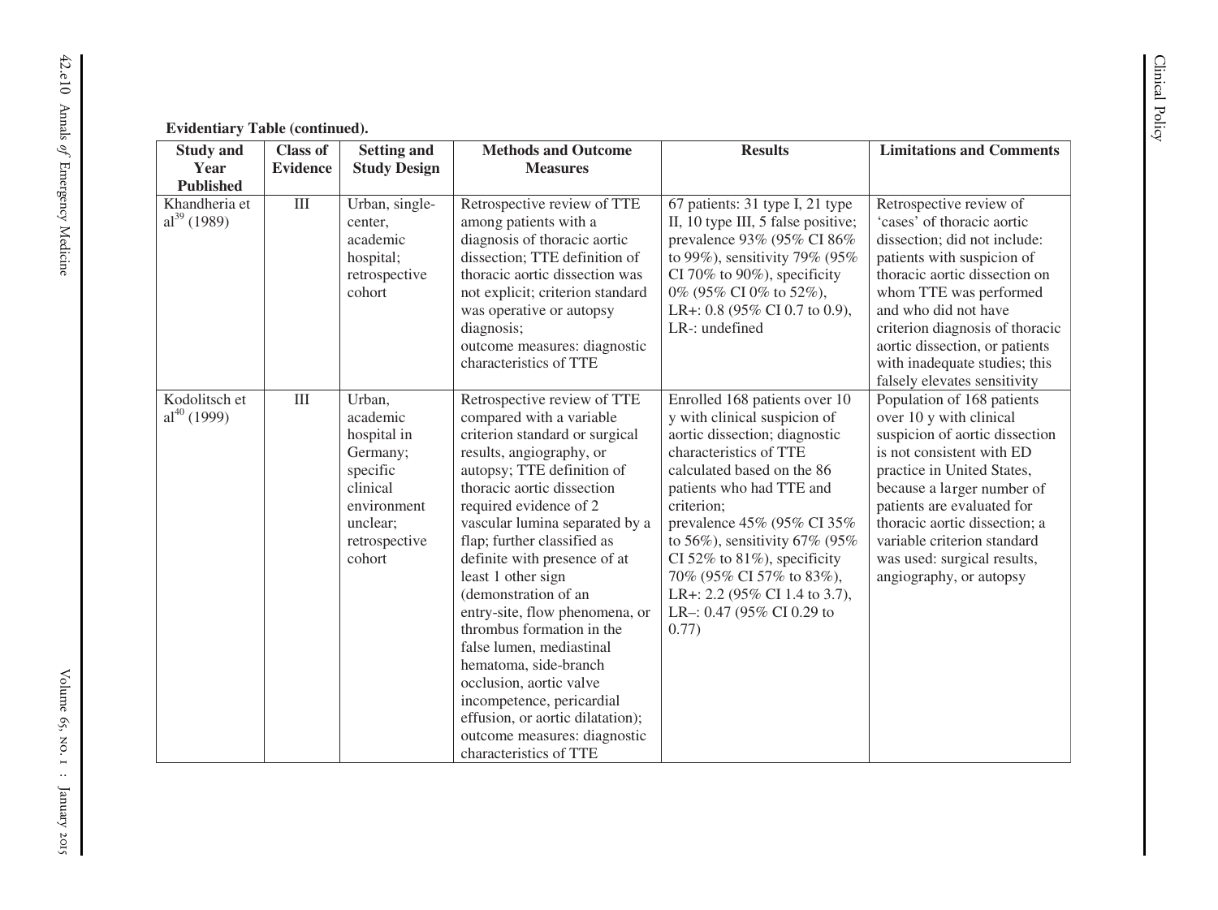**Evidentiary Table (continued).**

| Study and Year Published | Class of Evidence | Setting and Study Design | Methods and Outcome Measures | Results | Limitations and Comments |
|---|---|---|---|---|---|
| Khandheria et al[39] (1989) | III | Urban, single-center, academic hospital; retrospective cohort | Retrospective review of TTE among patients with a diagnosis of thoracic aortic dissection; TTE definition of thoracic aortic dissection was not explicit; criterion standard was operative or autopsy diagnosis; outcome measures: diagnostic characteristics of TTE | 67 patients: 31 type I, 21 type II, 10 type III, 5 false positive; prevalence 93% (95% CI 86% to 99%), sensitivity 79% (95% CI 70% to 90%), specificity 0% (95% CI 0% to 52%), LR+: 0.8 (95% CI 0.7 to 0.9), LR-: undefined | Retrospective review of 'cases' of thoracic aortic dissection; did not include: patients with suspicion of thoracic aortic dissection on whom TTE was performed and who did not have criterion diagnosis of thoracic aortic dissection, or patients with inadequate studies; this falsely elevates sensitivity |
| Kodolitsch et al[40] (1999) | III | Urban, academic hospital in Germany; specific clinical environment unclear; retrospective cohort | Retrospective review of TTE compared with a variable criterion standard or surgical results, angiography, or autopsy; TTE definition of thoracic aortic dissection required evidence of 2 vascular lumina separated by a flap; further classified as definite with presence of at least 1 other sign (demonstration of an entry-site, flow phenomena, or thrombus formation in the false lumen, mediastinal hematoma, side-branch occlusion, aortic valve incompetence, pericardial effusion, or aortic dilatation); outcome measures: diagnostic characteristics of TTE | Enrolled 168 patients over 10 y with clinical suspicion of aortic dissection; diagnostic characteristics of TTE calculated based on the 86 patients who had TTE and criterion; prevalence 45% (95% CI 35% to 56%), sensitivity 67% (95% CI 52% to 81%), specificity 70% (95% CI 57% to 83%), LR+: 2.2 (95% CI 1.4 to 3.7), LR–: 0.47 (95% CI 0.29 to 0.77) | Population of 168 patients over 10 y with clinical suspicion of aortic dissection is not consistent with ED practice in United States, because a larger number of patients are evaluated for thoracic aortic dissection; a variable criterion standard was used: surgical results, angiography, or autopsy |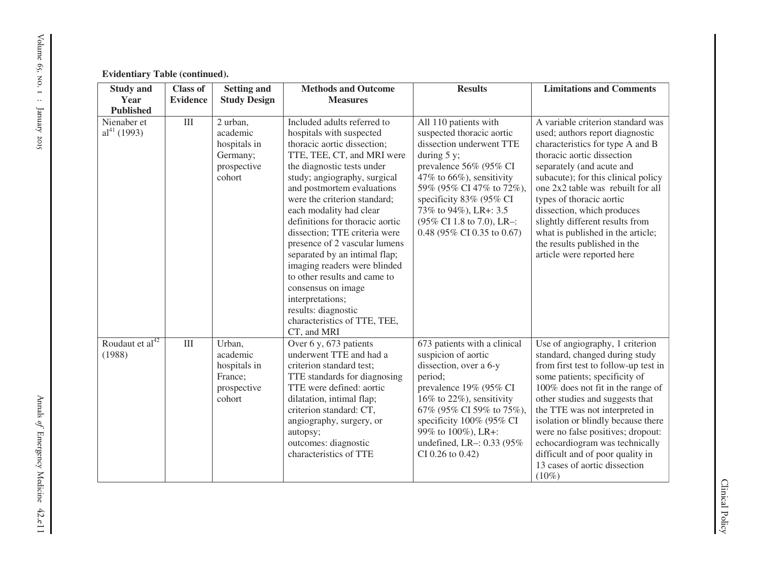**Evidentiary Table (continued).**

| Study and Year Published | Class of Evidence | Setting and Study Design | Methods and Outcome Measures | Results | Limitations and Comments |
|---|---|---|---|---|---|
| Nienaber et al[41] (1993) | III | 2 urban, academic hospitals in Germany; prospective cohort | Included adults referred to hospitals with suspected thoracic aortic dissection; TTE, TEE, CT, and MRI were the diagnostic tests under study; angiography, surgical and postmortem evaluations were the criterion standard; each modality had clear definitions for thoracic aortic dissection; TTE criteria were presence of 2 vascular lumens separated by an intimal flap; imaging readers were blinded to other results and came to consensus on image interpretations; results: diagnostic characteristics of TTE, TEE, CT, and MRI | All 110 patients with suspected thoracic aortic dissection underwent TTE during 5 y; prevalence 56% (95% CI 47% to 66%), sensitivity 59% (95% CI 47% to 72%), specificity 83% (95% CI 73% to 94%), LR+: 3.5 (95% CI 1.8 to 7.0), LR–: 0.48 (95% CI 0.35 to 0.67) | A variable criterion standard was used; authors report diagnostic characteristics for type A and B thoracic aortic dissection separately (and acute and subacute); for this clinical policy one 2x2 table was rebuilt for all types of thoracic aortic dissection, which produces slightly different results from what is published in the article; the results published in the article were reported here |
| Roudaut et al[42] (1988) | III | Urban, academic hospitals in France; prospective cohort | Over 6 y, 673 patients underwent TTE and had a criterion standard test; TTE standards for diagnosing TTE were defined: aortic dilatation, intimal flap; criterion standard: CT, angiography, surgery, or autopsy; outcomes: diagnostic characteristics of TTE | 673 patients with a clinical suspicion of aortic dissection, over a 6-y period; prevalence 19% (95% CI 16% to 22%), sensitivity 67% (95% CI 59% to 75%), specificity 100% (95% CI 99% to 100%), LR+: undefined, LR–: 0.33 (95% CI 0.26 to 0.42) | Use of angiography, 1 criterion standard, changed during study from first test to follow-up test in some patients; specificity of 100% does not fit in the range of other studies and suggests that the TTE was not interpreted in isolation or blindly because there were no false positives; dropout: echocardiogram was technically difficult and of poor quality in 13 cases of aortic dissection (10%) |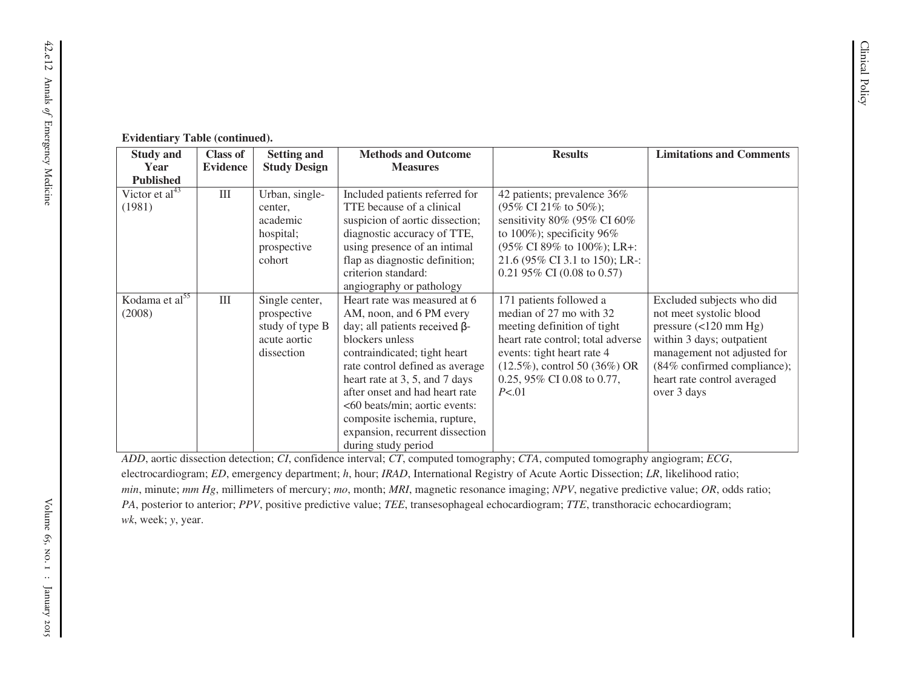**Evidentiary Table (continued).**

| Study and Year Published | Class of Evidence | Setting and Study Design | Methods and Outcome Measures | Results | Limitations and Comments |
|---|---|---|---|---|---|
| Victor et al[43] (1981) | III | Urban, single-center, academic hospital; prospective cohort | Included patients referred for TTE because of a clinical suspicion of aortic dissection; diagnostic accuracy of TTE, using presence of an intimal flap as diagnostic definition; criterion standard: angiography or pathology | 42 patients; prevalence 36% (95% CI 21% to 50%); sensitivity 80% (95% CI 60% to 100%); specificity 96% (95% CI 89% to 100%); LR+: 21.6 (95% CI 3.1 to 150); LR-: 0.21 95% CI (0.08 to 0.57) | |
| Kodama et al[55] (2008) | III | Single center, prospective study of type B acute aortic dissection | Heart rate was measured at 6 AM, noon, and 6 PM every day; all patients received β-blockers unless contraindicated; tight heart rate control defined as average heart rate at 3, 5, and 7 days after onset and had heart rate <60 beats/min; aortic events: composite ischemia, rupture, expansion, recurrent dissection during study period | 171 patients followed a median of 27 mo with 32 meeting definition of tight heart rate control; total adverse events: tight heart rate 4 (12.5%), control 50 (36%) OR 0.25, 95% CI 0.08 to 0.77, *P*<.01 | Excluded subjects who did not meet systolic blood pressure (<120 mm Hg) within 3 days; outpatient management not adjusted for (84% confirmed compliance); heart rate control averaged over 3 days |

*ADD*, aortic dissection detection; *CI*, confidence interval; *CT*, computed tomography; *CTA*, computed tomography angiogram; *ECG*, electrocardiogram; *ED*, emergency department; *h*, hour; *IRAD*, International Registry of Acute Aortic Dissection; *LR*, likelihood ratio; *min*, minute; *mm Hg*, millimeters of mercury; *mo*, month; *MRI*, magnetic resonance imaging; *NPV*, negative predictive value; *OR*, odds ratio; *PA*, posterior to anterior; *PPV*, positive predictive value; *TEE*, transesophageal echocardiogram; *TTE*, transthoracic echocardiogram; *wk*, week; *y*, year.